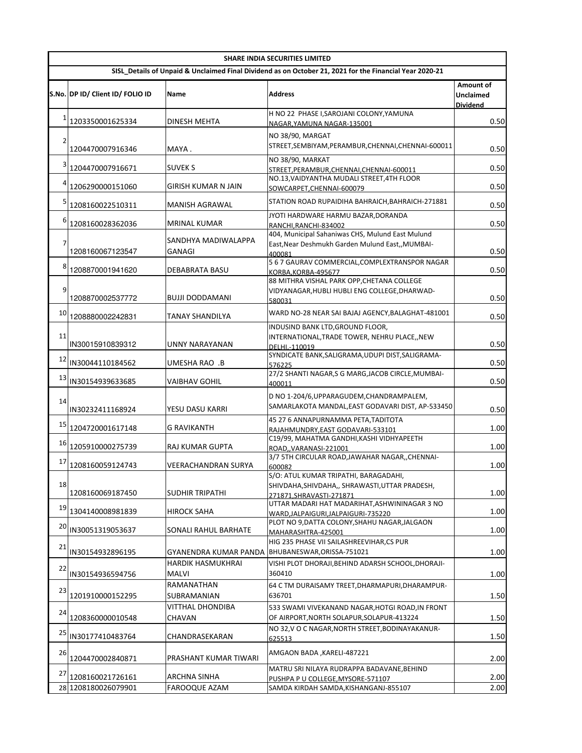| SHARE INDIA SECURITIES LIMITED | | | | |
|---|---|---|---|---|
| SISL_Details of Unpaid & Unclaimed Final Dividend as on October 21, 2021 for the Financial Year 2020-21 | | | | |
| S.No. | DP ID/ Client ID/ FOLIO ID | Name | Address | Amount of Unclaimed Dividend |
| 1 | 1203350001625334 | DINESH MEHTA | H NO 22 PHASE I,SAROJANI COLONY,YAMUNA NAGAR,YAMUNA NAGAR-135001 | 0.50 |
| 2 | 1204470007916346 | MAYA . | NO 38/90, MARGAT STREET,SEMBIYAM,PERAMBUR,CHENNAI,CHENNAI-600011 | 0.50 |
| 3 | 1204470007916671 | SUVEK S | NO 38/90, MARKAT STREET,PERAMBUR,CHENNAI,CHENNAI-600011 | 0.50 |
| 4 | 1206290000151060 | GIRISH KUMAR N JAIN | NO.13,VAIDYANTHA MUDALI STREET,4TH FLOOR SOWCARPET,CHENNAI-600079 | 0.50 |
| 5 | 1208160022510311 | MANISH AGRAWAL | STATION ROAD RUPAIDIHA BAHRAICH,BAHRAICH-271881 | 0.50 |
| 6 | 1208160028362036 | MRINAL KUMAR | JYOTI HARDWARE HARMU BAZAR,DORANDA RANCHI,RANCHI-834002 | 0.50 |
| 7 | 1208160067123547 | SANDHYA MADIWALAPPA GANAGI | 404, Municipal Sahaniwas CHS, Mulund East Mulund East,Near Deshmukh Garden Mulund East,,MUMBAI-400081 | 0.50 |
| 8 | 1208870001941620 | DEBABRATA BASU | 5 6 7 GAURAV COMMERCIAL,COMPLEXTRANSPOR NAGAR KORBA,KORBA-495677 | 0.50 |
| 9 | 1208870002537772 | BUJJI DODDAMANI | 88 MITHRA VISHAL PARK OPP,CHETANA COLLEGE VIDYANAGAR,HUBLI HUBLI ENG COLLEGE,DHARWAD-580031 | 0.50 |
| 10 | 1208880002242831 | TANAY SHANDILYA | WARD NO-28 NEAR SAI BAJAJ AGENCY,BALAGHAT-481001 | 0.50 |
| 11 | IN30015910839312 | UNNY NARAYANAN | INDUSIND BANK LTD,GROUND FLOOR, INTERNATIONAL,TRADE TOWER, NEHRU PLACE,,NEW DELHI.-110019 | 0.50 |
| 12 | IN30044110184562 | UMESHA RAO .B | SYNDICATE BANK,SALIGRAMA,UDUPI DIST,SALIGRAMA-576225 | 0.50 |
| 13 | IN30154939633685 | VAIBHAV GOHIL | 27/2 SHANTI NAGAR,S G MARG,JACOB CIRCLE,MUMBAI-400011 | 0.50 |
| 14 | IN30232411168924 | YESU DASU KARRI | D NO 1-204/6,UPPARAGUDEM,CHANDRAMPALEM, SAMARLAKOTA MANDAL,EAST GODAVARI DIST, AP-533450 | 0.50 |
| 15 | 1204720001617148 | G RAVIKANTH | 45 27 6 ANNAPURNAMMA PETA,TADITOTA RAJAHMUNDRY,EAST GODAVARI-533101 | 1.00 |
| 16 | 1205910000275739 | RAJ KUMAR GUPTA | C19/99, MAHATMA GANDHI,KASHI VIDHYAPEETH ROAD,,VARANASI-221001 | 1.00 |
| 17 | 1208160059124743 | VEERACHANDRAN SURYA | 3/7 5TH CIRCULAR ROAD,JAWAHAR NAGAR,,CHENNAI-600082 | 1.00 |
| 18 | 1208160069187450 | SUDHIR TRIPATHI | S/O: ATUL KUMAR TRIPATHI, BARAGADAHI, SHIVDAHA,SHIVDAHA,, SHRAWASTI,UTTAR PRADESH, 271871,SHRAVASTI-271871 | 1.00 |
| 19 | 1304140008981839 | HIROCK SAHA | UTTAR MADARI HAT MADARIHAT,ASHWININAGAR 3 NO WARD,JALPAIGURI,JALPAIGURI-735220 | 1.00 |
| 20 | IN30051319053637 | SONALI RAHUL BARHATE | PLOT NO 9,DATTA COLONY,SHAHU NAGAR,JALGAON MAHARASHTRA-425001 | 1.00 |
| 21 | IN30154932896195 | GYANENDRA KUMAR PANDA | HIG 235 PHASE VII SAILASHREEVIHAR,CS PUR BHUBANESWAR,ORISSA-751021 | 1.00 |
| 22 | IN30154936594756 | HARDIK HASMUKHRAI MALVI | VISHI PLOT DHORAJI,BEHIND ADARSH SCHOOL,DHORAJI-360410 | 1.00 |
| 23 | 1201910000152295 | RAMANATHAN SUBRAMANIAN | 64 C TM DURAISAMY TREET,DHARMAPURI,DHARAMPUR-636701 | 1.50 |
| 24 | 1208360000010548 | VITTHAL DHONDIBA CHAVAN | 533 SWAMI VIVEKANAND NAGAR,HOTGI ROAD,IN FRONT OF AIRPORT,NORTH SOLAPUR,SOLAPUR-413224 | 1.50 |
| 25 | IN30177410483764 | CHANDRASEKARAN | NO 32,V O C NAGAR,NORTH STREET,BODINAYAKANUR-625513 | 1.50 |
| 26 | 1204470002840871 | PRASHANT KUMAR TIWARI | AMGAON BADA ,KARELI-487221 | 2.00 |
| 27 | 1208160021726161 | ARCHNA SINHA | MATRU SRI NILAYA RUDRAPPA BADAVANE,BEHIND PUSHPA P U COLLEGE,MYSORE-571107 | 2.00 |
| 28 | 1208180026079901 | FAROOQUE AZAM | SAMDA KIRDAH SAMDA,KISHANGANJ-855107 | 2.00 |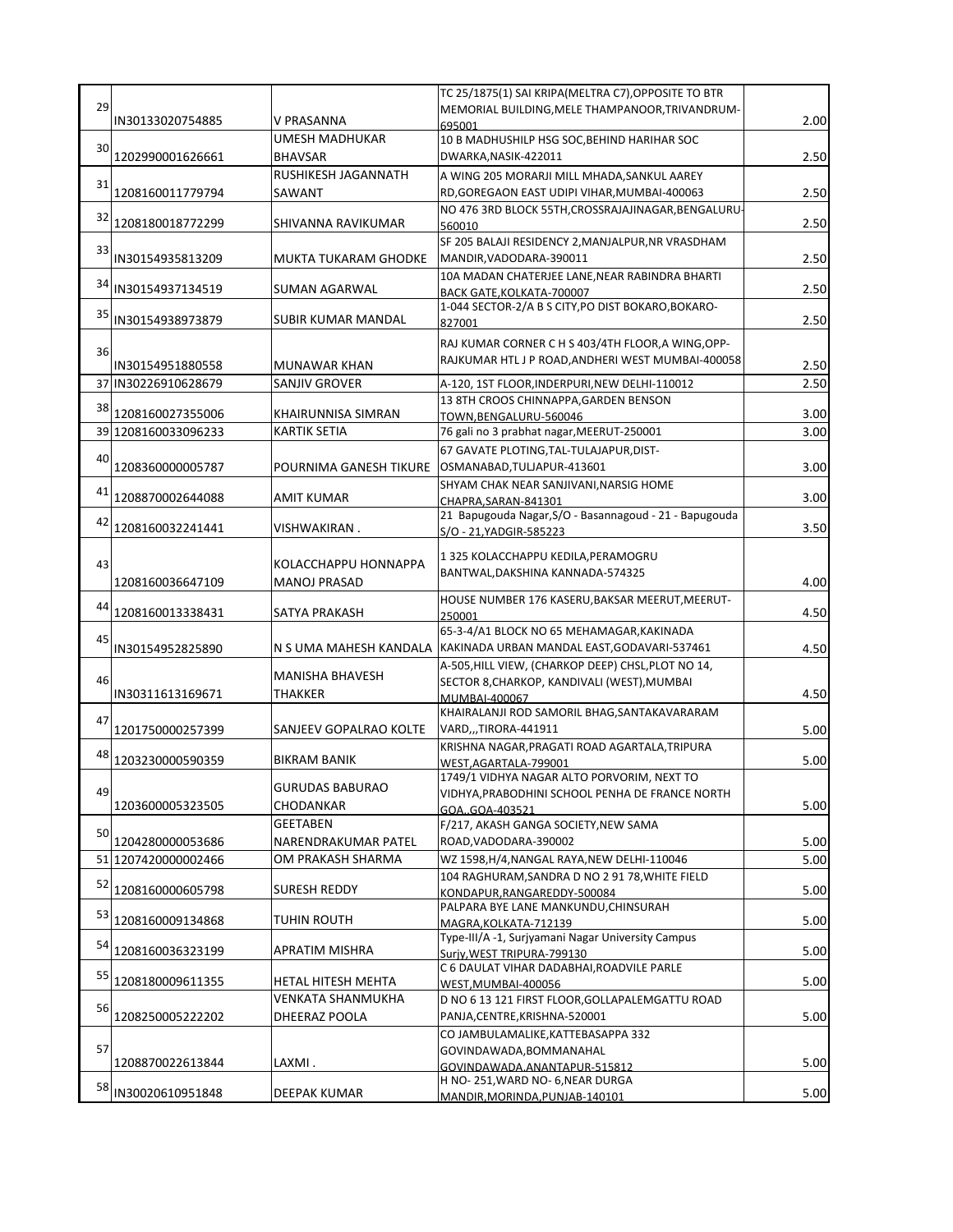| | | | | |
|---|---|---|---|---|
| 29 | IN30133020754885 | V PRASANNA | TC 25/1875(1) SAI KRIPA(MELTRA C7),OPPOSITE TO BTR MEMORIAL BUILDING,MELE THAMPANOOR,TRIVANDRUM-695001 | 2.00 |
| 30 | 1202990001626661 | UMESH MADHUKAR BHAVSAR | 10 B MADHUSHILP HSG SOC,BEHIND HARIHAR SOC DWARKA,NASIK-422011 | 2.50 |
| 31 | 1208160011779794 | RUSHIKESH JAGANNATH SAWANT | A WING 205 MORARJI MILL MHADA,SANKUL AAREY RD,GOREGAON EAST UDIPI VIHAR,MUMBAI-400063 | 2.50 |
| 32 | 1208180018772299 | SHIVANNA RAVIKUMAR | NO 476 3RD BLOCK 55TH,CROSSRAJAJINAGAR,BENGALURU-560010 | 2.50 |
| 33 | IN30154935813209 | MUKTA TUKARAM GHODKE | SF 205 BALAJI RESIDENCY 2,MANJALPUR,NR VRASDHAM MANDIR,VADODARA-390011 | 2.50 |
| 34 | IN30154937134519 | SUMAN AGARWAL | 10A MADAN CHATERJEE LANE,NEAR RABINDRA BHARTI BACK GATE,KOLKATA-700007 | 2.50 |
| 35 | IN30154938973879 | SUBIR KUMAR MANDAL | 1-044 SECTOR-2/A B S CITY,PO DIST BOKARO,BOKARO-827001 | 2.50 |
| 36 | IN30154951880558 | MUNAWAR KHAN | RAJ KUMAR CORNER C H S 403/4TH FLOOR,A WING,OPP-RAJKUMAR HTL J P ROAD,ANDHERI WEST MUMBAI-400058 | 2.50 |
| 37 | IN30226910628679 | SANJIV GROVER | A-120, 1ST FLOOR,INDERPURI,NEW DELHI-110012 | 2.50 |
| 38 | 1208160027355006 | KHAIRUNNISA SIMRAN | 13 8TH CROOS CHINNAPPA,GARDEN BENSON TOWN,BENGALURU-560046 | 3.00 |
| 39 | 1208160033096233 | KARTIK SETIA | 76 gali no 3 prabhat nagar,MEERUT-250001 | 3.00 |
| 40 | 1208360000005787 | POURNIMA GANESH TIKURE | 67 GAVATE PLOTING,TAL-TULAJAPUR,DIST-OSMANABAD,TULJAPUR-413601 | 3.00 |
| 41 | 1208870002644088 | AMIT KUMAR | SHYAM CHAK NEAR SANJIVANI,NARSIG HOME CHAPRA,SARAN-841301 | 3.00 |
| 42 | 1208160032241441 | VISHWAKIRAN . | 21 Bapugouda Nagar,S/O - Basannagoud - 21 - Bapugouda S/O - 21,YADGIR-585223 | 3.50 |
| 43 | 1208160036647109 | KOLACCHAPPU HONNAPPA MANOJ PRASAD | 1 325 KOLACCHAPPU KEDILA,PERAMOGRU BANTWAL,DAKSHINA KANNADA-574325 | 4.00 |
| 44 | 1208160013338431 | SATYA PRAKASH | HOUSE NUMBER 176 KASERU,BAKSAR MEERUT,MEERUT-250001 | 4.50 |
| 45 | IN30154952825890 | N S UMA MAHESH KANDALA | 65-3-4/A1 BLOCK NO 65 MEHAMAGAR,KAKINADA KAKINADA URBAN MANDAL EAST,GODAVARI-537461 | 4.50 |
| 46 | IN30311613169671 | MANISHA BHAVESH THAKKER | A-505,HILL VIEW, (CHARKOP DEEP) CHSL,PLOT NO 14, SECTOR 8,CHARKOP, KANDIVALI (WEST),MUMBAI MUMBAI-400067 | 4.50 |
| 47 | 1201750000257399 | SANJEEV GOPALRAO KOLTE | KHAIRALANJI ROD SAMORIL BHAG,SANTAKAVARARAM VARD,,,TIRORA-441911 | 5.00 |
| 48 | 1203230000590359 | BIKRAM BANIK | KRISHNA NAGAR,PRAGATI ROAD AGARTALA,TRIPURA WEST,AGARTALA-799001 | 5.00 |
| 49 | 1203600005323505 | GURUDAS BABURAO CHODANKAR | 1749/1 VIDHYA NAGAR ALTO PORVORIM, NEXT TO VIDHYA,PRABODHINI SCHOOL PENHA DE FRANCE NORTH GOA,,GOA-403521 | 5.00 |
| 50 | 1204280000053686 | GEETABEN NARENDRAKUMAR PATEL | F/217, AKASH GANGA SOCIETY,NEW SAMA ROAD,VADODARA-390002 | 5.00 |
| 51 | 1207420000002466 | OM PRAKASH SHARMA | WZ 1598,H/4,NANGAL RAYA,NEW DELHI-110046 | 5.00 |
| 52 | 1208160000605798 | SURESH REDDY | 104 RAGHURAM,SANDRA D NO 2 91 78,WHITE FIELD KONDAPUR,RANGAREDDY-500084 | 5.00 |
| 53 | 1208160009134868 | TUHIN ROUTH | PALPARA BYE LANE MANKUNDU,CHINSURAH MAGRA,KOLKATA-712139 | 5.00 |
| 54 | 1208160036323199 | APRATIM MISHRA | Type-III/A -1, Surjyamani Nagar University Campus Surjy,WEST TRIPURA-799130 | 5.00 |
| 55 | 1208180009611355 | HETAL HITESH MEHTA | C 6 DAULAT VIHAR DADABHAI,ROADVILE PARLE WEST,MUMBAI-400056 | 5.00 |
| 56 | 1208250005222202 | VENKATA SHANMUKHA DHEERAZ POOLA | D NO 6 13 121 FIRST FLOOR,GOLLAPALEMGATTU ROAD PANJA,CENTRE,KRISHNA-520001 | 5.00 |
| 57 | 1208870022613844 | LAXMI . | CO JAMBULAMALIKE,KATTEBASAPPA 332 GOVINDAWADA,BOMMANAHAL GOVINDAWADA,ANANTAPUR-515812 | 5.00 |
| 58 | IN30020610951848 | DEEPAK KUMAR | H NO- 251,WARD NO- 6,NEAR DURGA MANDIR,MORINDA,PUNJAB-140101 | 5.00 |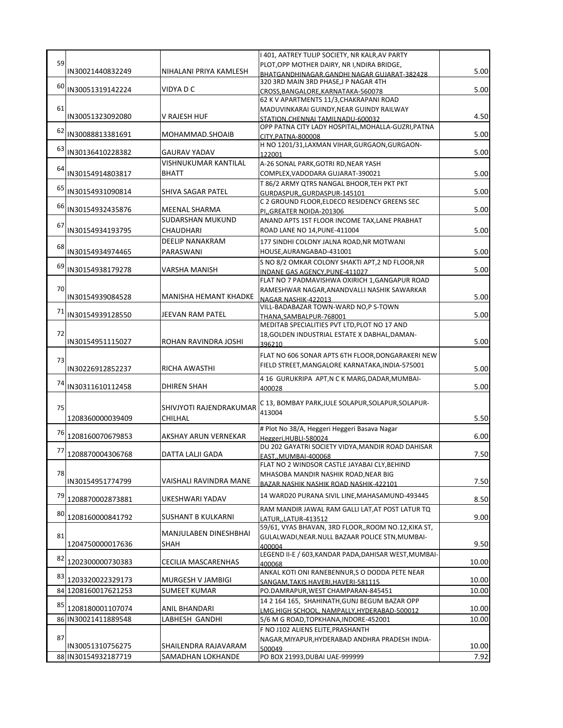| | | | | |
|---|---|---|---|---|
| 59 | IN30021440832249 | NIHALANI PRIYA KAMLESH | I 401, AATREY TULIP SOCIETY, NR KALR,AV PARTY PLOT,OPP MOTHER DAIRY, NR I,NDIRA BRIDGE, BHATGANDHINAGAR,GANDHI NAGAR GUJARAT-382428 | 5.00 |
| 60 | IN30051319142224 | VIDYA D C | 320 3RD MAIN 3RD PHASE,J P NAGAR 4TH CROSS,BANGALORE,KARNATAKA-560078 | 5.00 |
| 61 | IN30051323092080 | V RAJESH HUF | 62 K V APARTMENTS 11/3,CHAKRAPANI ROAD MADUVINKARAI GUINDY,NEAR GUINDY RAILWAY STATION,CHENNAI TAMILNADU-600032 | 4.50 |
| 62 | IN30088813381691 | MOHAMMAD.SHOAIB | OPP PATNA CITY LADY HOSPITAL,MOHALLA-GUZRI,PATNA CITY,PATNA-800008 | 5.00 |
| 63 | IN30136410228382 | GAURAV YADAV | H NO 1201/31,LAXMAN VIHAR,GURGAON,GURGAON-122001 | 5.00 |
| 64 | IN30154914803817 | VISHNUKUMAR KANTILAL BHATT | A-26 SONAL PARK,GOTRI RD,NEAR YASH COMPLEX,VADODARA GUJARAT-390021 | 5.00 |
| 65 | IN30154931090814 | SHIVA SAGAR PATEL | T 86/2 ARMY QTRS NANGAL BHOOR,TEH PKT PKT GURDASPUR,,GURDASPUR-145101 | 5.00 |
| 66 | IN30154932435876 | MEENAL SHARMA | C 2 GROUND FLOOR,ELDECO RESIDENCY GREENS SEC PI,,GREATER NOIDA-201306 | 5.00 |
| 67 | IN30154934193795 | SUDARSHAN MUKUND CHAUDHARI | ANAND APTS 1ST FLOOR INCOME TAX,LANE PRABHAT ROAD LANE NO 14,PUNE-411004 | 5.00 |
| 68 | IN30154934974465 | DEELIP NANAKRAM PARASWANI | 177 SINDHI COLONY JALNA ROAD,NR MOTWANI HOUSE,AURANGABAD-431001 | 5.00 |
| 69 | IN30154938179278 | VARSHA MANISH | S NO 8/2 OMKAR COLONY SHAKTI APT,2 ND FLOOR,NR INDANE GAS AGENCY,PUNE-411027 | 5.00 |
| 70 | IN30154939084528 | MANISHA HEMANT KHADKE | FLAT NO 7 PADMAVISHWA OXIRICH 1,GANGAPUR ROAD RAMESHWAR NAGAR,ANANDVALLI NASHIK SAWARKAR NAGAR,NASHIK-422013 | 5.00 |
| 71 | IN30154939128550 | JEEVAN RAM PATEL | VILL-BADABAZAR TOWN-WARD NO,P S-TOWN THANA,SAMBALPUR-768001 | 5.00 |
| 72 | IN30154951115027 | ROHAN RAVINDRA JOSHI | MEDITAB SPECIALITIES PVT LTD,PLOT NO 17 AND 18,GOLDEN INDUSTRIAL ESTATE X DABHAL,DAMAN-396210 | 5.00 |
| 73 | IN30226912852237 | RICHA AWASTHI | FLAT NO 606 SONAR APTS 6TH FLOOR,DONGARAKERI NEW FIELD STREET,MANGALORE KARNATAKA,INDIA-575001 | 5.00 |
| 74 | IN30311610112458 | DHIREN SHAH | 4 16 GURUKRIPA APT,N C K MARG,DADAR,MUMBAI-400028 | 5.00 |
| 75 | 1208360000039409 | SHIVJYOTI RAJENDRAKUMAR CHILHAL | C 13, BOMBAY PARK,JULE SOLAPUR,SOLAPUR,SOLAPUR-413004 | 5.50 |
| 76 | 1208160070679853 | AKSHAY ARUN VERNEKAR | # Plot No 38/A, Heggeri Heggeri Basava Nagar Heggeri,HUBLI-580024 | 6.00 |
| 77 | 1208870004306768 | DATTA LALJI GADA | DU 202 GAYATRI SOCIETY VIDYA,MANDIR ROAD DAHISAR EAST,,MUMBAI-400068 | 7.50 |
| 78 | IN30154951774799 | VAISHALI RAVINDRA MANE | FLAT NO 2 WINDSOR CASTLE JAYABAI CLY,BEHIND MHASOBA MANDIR NASHIK ROAD,NEAR BIG BAZAR,NASHIK NASHIK ROAD NASHIK-422101 | 7.50 |
| 79 | 1208870002873881 | UKESHWARI YADAV | 14 WARD20 PURANA SIVIL LINE,MAHASAMUND-493445 | 8.50 |
| 80 | 1208160000841792 | SUSHANT B KULKARNI | RAM MANDIR JAWAL RAM GALLI LAT,AT POST LATUR TQ LATUR,,LATUR-413512 | 9.00 |
| 81 | 1204750000017636 | MANJULABEN DINESHBHAI SHAH | 59/61, VYAS BHAVAN, 3RD FLOOR,,ROOM NO.12,KIKA ST, GULALWADI,NEAR.NULL BAZAAR POLICE STN,MUMBAI-400004 | 9.50 |
| 82 | 1202300000730383 | CECILIA MASCARENHAS | LEGEND II-E / 603,KANDAR PADA,DAHISAR WEST,MUMBAI-400068 | 10.00 |
| 83 | 1203320022329173 | MURGESH V JAMBIGI | ANKAL KOTI ONI RANEBENNUR,S O DODDA PETE NEAR SANGAM,TAKIS HAVERI,HAVERI-581115 | 10.00 |
| 84 | 1208160017621253 | SUMEET KUMAR | PO.DAMRAPUR,WEST CHAMPARAN-845451 | 10.00 |
| 85 | 1208180001107074 | ANIL BHANDARI | 14 2 164 165, SHAHINATH,GUNJ BEGUM BAZAR OPP LMG,HIGH SCHOOL, NAMPALLY,HYDERABAD-500012 | 10.00 |
| 86 | IN30021411889548 | LABHESH GANDHI | 5/6 M G ROAD,TOPKHANA,INDORE-452001 | 10.00 |
| 87 | IN30051310756275 | SHAILENDRA RAJAVARAM | F NO J102 ALIENS ELITE,PRASHANTH NAGAR,MIYAPUR,HYDERABAD ANDHRA PRADESH INDIA-500049 | 10.00 |
| 88 | IN30154932187719 | SAMADHAN LOKHANDE | PO BOX 21993,DUBAI UAE-999999 | 7.92 |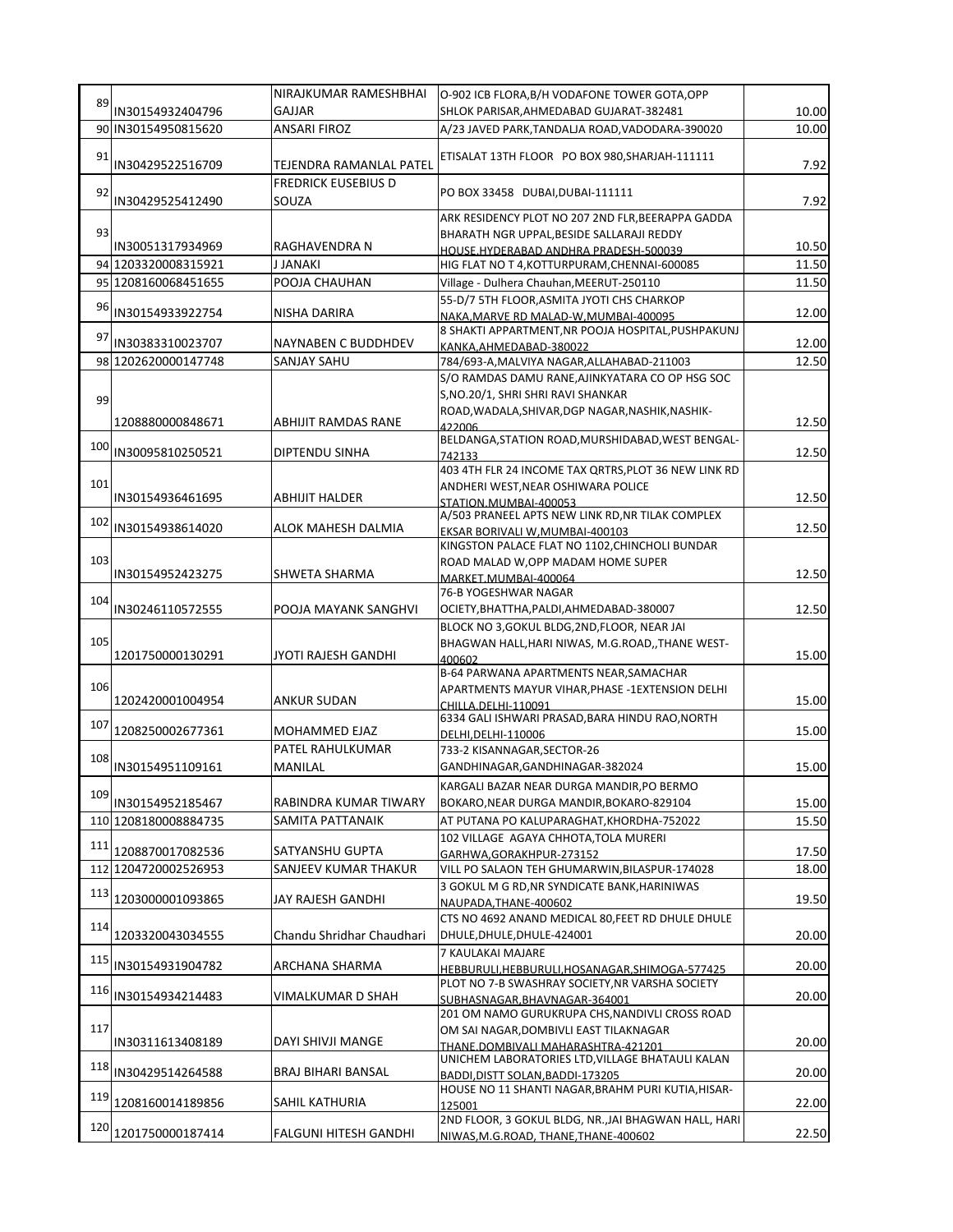| | | | | |
|---|---|---|---|---|
| 89 | IN30154932404796 | NIRAJKUMAR RAMESHBHAI GAJJAR | O-902 ICB FLORA,B/H VODAFONE TOWER GOTA,OPP SHLOK PARISAR,AHMEDABAD GUJARAT-382481 | 10.00 |
| 90 | IN30154950815620 | ANSARI FIROZ | A/23 JAVED PARK,TANDALJA ROAD,VADODARA-390020 | 10.00 |
| 91 | IN30429522516709 | TEJENDRA RAMANLAL PATEL | ETISALAT 13TH FLOOR PO BOX 980,SHARJAH-111111 | 7.92 |
| 92 | IN30429525412490 | FREDRICK EUSEBIUS D SOUZA | PO BOX 33458 DUBAI,DUBAI-111111 | 7.92 |
| 93 | IN30051317934969 | RAGHAVENDRA N | ARK RESIDENCY PLOT NO 207 2ND FLR,BEERAPPA GADDA BHARATH NGR UPPAL,BESIDE SALLARAJI REDDY HOUSE,HYDERABAD ANDHRA PRADESH-500039 | 10.50 |
| 94 | 1203320008315921 | J JANAKI | HIG FLAT NO T 4,KOTTURPURAM,CHENNAI-600085 | 11.50 |
| 95 | 1208160068451655 | POOJA CHAUHAN | Village - Dulhera Chauhan,MEERUT-250110 | 11.50 |
| 96 | IN30154933922754 | NISHA DARIRA | 55-D/7 5TH FLOOR,ASMITA JYOTI CHS CHARKOP NAKA,MARVE RD MALAD-W,MUMBAI-400095 | 12.00 |
| 97 | IN30383310023707 | NAYNABEN C BUDDHDEV | 8 SHAKTI APPARTMENT,NR POOJA HOSPITAL,PUSHPAKUNJ KANKA,AHMEDABAD-380022 | 12.00 |
| 98 | 1202620000147748 | SANJAY SAHU | 784/693-A,MALVIYA NAGAR,ALLAHABAD-211003 | 12.50 |
| 99 | 1208880000848671 | ABHIJIT RAMDAS RANE | S/O RAMDAS DAMU RANE,AJINKYATARA CO OP HSG SOC S,NO.20/1, SHRI SHRI RAVI SHANKAR ROAD,WADALA,SHIVAR,DGP NAGAR,NASHIK,NASHIK-422006 | 12.50 |
| 100 | IN30095810250521 | DIPTENDU SINHA | BELDANGA,STATION ROAD,MURSHIDABAD,WEST BENGAL-742133 | 12.50 |
| 101 | IN30154936461695 | ABHIJIT HALDER | 403 4TH FLR 24 INCOME TAX QRTRS,PLOT 36 NEW LINK RD ANDHERI WEST,NEAR OSHIWARA POLICE STATION,MUMBAI-400053 | 12.50 |
| 102 | IN30154938614020 | ALOK MAHESH DALMIA | A/503 PRANEEL APTS NEW LINK RD,NR TILAK COMPLEX EKSAR BORIVALI W,MUMBAI-400103 | 12.50 |
| 103 | IN30154952423275 | SHWETA SHARMA | KINGSTON PALACE FLAT NO 1102,CHINCHOLI BUNDAR ROAD MALAD W,OPP MADAM HOME SUPER MARKET,MUMBAI-400064 | 12.50 |
| 104 | IN30246110572555 | POOJA MAYANK SANGHVI | 76-B YOGESHWAR NAGAR OCIETY,BHATTHA,PALDI,AHMEDABAD-380007 | 12.50 |
| 105 | 1201750000130291 | JYOTI RAJESH GANDHI | BLOCK NO 3,GOKUL BLDG,2ND,FLOOR, NEAR JAI BHAGWAN HALL,HARI NIWAS, M.G.ROAD,,THANE WEST-400602 | 15.00 |
| 106 | 1202420001004954 | ANKUR SUDAN | B-64 PARWANA APARTMENTS NEAR,SAMACHAR APARTMENTS MAYUR VIHAR,PHASE -1EXTENSION DELHI CHILLA,DELHI-110091 | 15.00 |
| 107 | 1208250002677361 | MOHAMMED EJAZ | 6334 GALI ISHWARI PRASAD,BARA HINDU RAO,NORTH DELHI,DELHI-110006 | 15.00 |
| 108 | IN30154951109161 | PATEL RAHULKUMAR MANILAL | 733-2 KISANNAGAR,SECTOR-26 GANDHINAGAR,GANDHINAGAR-382024 | 15.00 |
| 109 | IN30154952185467 | RABINDRA KUMAR TIWARY | KARGALI BAZAR NEAR DURGA MANDIR,PO BERMO BOKARO,NEAR DURGA MANDIR,BOKARO-829104 | 15.00 |
| 110 | 1208180008884735 | SAMITA PATTANAIK | AT PUTANA PO KALUPARAGHAT,KHORDHA-752022 | 15.50 |
| 111 | 1208870017082536 | SATYANSHU GUPTA | 102 VILLAGE AGAYA CHHOTA,TOLA MURERI GARHWA,GORAKHPUR-273152 | 17.50 |
| 112 | 1204720002526953 | SANJEEV KUMAR THAKUR | VILL PO SALAON TEH GHUMARWIN,BILASPUR-174028 | 18.00 |
| 113 | 1203000001093865 | JAY RAJESH GANDHI | 3 GOKUL M G RD,NR SYNDICATE BANK,HARINIWAS NAUPADA,THANE-400602 | 19.50 |
| 114 | 1203320043034555 | Chandu Shridhar Chaudhari | CTS NO 4692 ANAND MEDICAL 80,FEET RD DHULE DHULE DHULE,DHULE,DHULE-424001 | 20.00 |
| 115 | IN30154931904782 | ARCHANA SHARMA | 7 KAULAKAI MAJARE HEBBURULI,HEBBURULI,HOSANAGAR,SHIMOGA-577425 | 20.00 |
| 116 | IN30154934214483 | VIMALKUMAR D SHAH | PLOT NO 7-B SWASHRAY SOCIETY,NR VARSHA SOCIETY SUBHASNAGAR,BHAVNAGAR-364001 | 20.00 |
| 117 | IN30311613408189 | DAYI SHIVJI MANGE | 201 OM NAMO GURUKRUPA CHS,NANDIVLI CROSS ROAD OM SAI NAGAR,DOMBIVLI EAST TILAKNAGAR THANE,DOMBIVALI MAHARASHTRA-421201 | 20.00 |
| 118 | IN30429514264588 | BRAJ BIHARI BANSAL | UNICHEM LABORATORIES LTD,VILLAGE BHATAULI KALAN BADDI,DISTT SOLAN,BADDI-173205 | 20.00 |
| 119 | 1208160014189856 | SAHIL KATHURIA | HOUSE NO 11 SHANTI NAGAR,BRAHM PURI KUTIA,HISAR-125001 | 22.00 |
| 120 | 1201750000187414 | FALGUNI HITESH GANDHI | 2ND FLOOR, 3 GOKUL BLDG, NR.,JAI BHAGWAN HALL, HARI NIWAS,M.G.ROAD, THANE,THANE-400602 | 22.50 |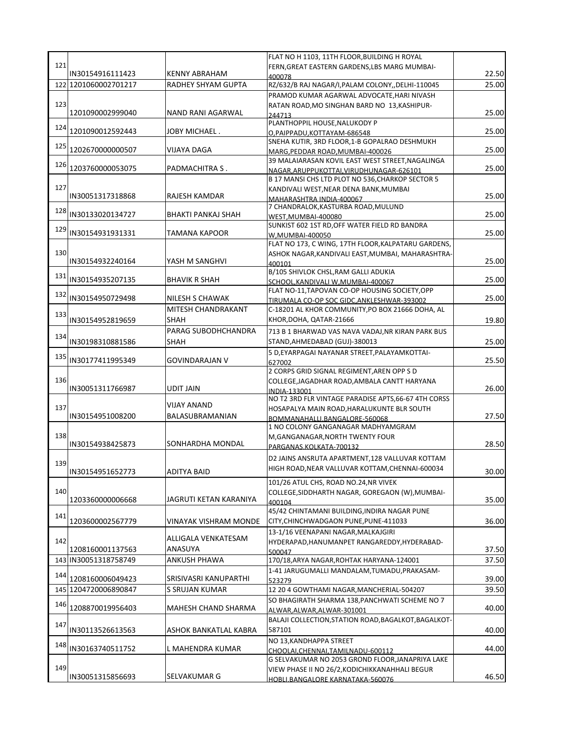| | | | | |
|---|---|---|---|---|
| 121 | IN30154916111423 | KENNY ABRAHAM | FLAT NO H 1103, 11TH FLOOR,BUILDING H ROYAL FERN,GREAT EASTERN GARDENS,LBS MARG MUMBAI-400078 | 22.50 |
| 122 | 1201060002701217 | RADHEY SHYAM GUPTA | RZ/632/B RAJ NAGAR/I,PALAM COLONY,,DELHI-110045 | 25.00 |
| 123 | 1201090002999040 | NAND RANI AGARWAL | PRAMOD KUMAR AGARWAL ADVOCATE,HARI NIVASH RATAN ROAD,MO SINGHAN BARD NO 13,KASHIPUR-244713 | 25.00 |
| 124 | 1201090012592443 | JOBY MICHAEL . | PLANTHOPPIL HOUSE,NALUKODY P O,PAIPPADU,KOTTAYAM-686548 | 25.00 |
| 125 | 1202670000000507 | VIJAYA DAGA | SNEHA KUTIR, 3RD FLOOR,1-B GOPALRAO DESHMUKH MARG,PEDDAR ROAD,MUMBAI-400026 | 25.00 |
| 126 | 1203760000053075 | PADMACHITRA S . | 39 MALAIARASAN KOVIL EAST WEST STREET,NAGALINGA NAGAR,ARUPPUKOTTAI,VIRUDHUNAGAR-626101 | 25.00 |
| 127 | IN30051317318868 | RAJESH KAMDAR | B 17 MANSI CHS LTD PLOT NO 536,CHARKOP SECTOR 5 KANDIVALI WEST,NEAR DENA BANK,MUMBAI MAHARASHTRA INDIA-400067 | 25.00 |
| 128 | IN30133020134727 | BHAKTI PANKAJ SHAH | 7 CHANDRALOK,KASTURBA ROAD,MULUND WEST,MUMBAI-400080 | 25.00 |
| 129 | IN30154931931331 | TAMANA KAPOOR | SUNKIST 602 1ST RD,OFF WATER FIELD RD BANDRA W,MUMBAI-400050 | 25.00 |
| 130 | IN30154932240164 | YASH M SANGHVI | FLAT NO 173, C WING, 17TH FLOOR,KALPATARU GARDENS, ASHOK NAGAR,KANDIVALI EAST,MUMBAI, MAHARASHTRA-400101 | 25.00 |
| 131 | IN30154935207135 | BHAVIK R SHAH | B/105 SHIVLOK CHSL,RAM GALLI ADUKIA SCHOOL,KANDIVALI W,MUMBAI-400067 | 25.00 |
| 132 | IN30154950729498 | NILESH S CHAWAK | FLAT NO-11,TAPOVAN CO-OP HOUSING SOCIETY,OPP TIRUMALA CO-OP SOC GIDC,ANKLESHWAR-393002 | 25.00 |
| 133 | IN30154952819659 | MITESH CHANDRAKANT SHAH | C-18201 AL KHOR COMMUNITY,PO BOX 21666 DOHA, AL KHOR,DOHA, QATAR-21666 | 19.80 |
| 134 | IN30198310881586 | PARAG SUBODHCHANDRA SHAH | 713 B 1 BHARWAD VAS NAVA VADAJ,NR KIRAN PARK BUS STAND,AHMEDABAD (GUJ)-380013 | 25.00 |
| 135 | IN30177411995349 | GOVINDARAJAN V | 5 D,EYARPAGAI NAYANAR STREET,PALAYAMKOTTAI-627002 | 25.50 |
| 136 | IN30051311766987 | UDIT JAIN | 2 CORPS GRID SIGNAL REGIMENT,AREN OPP S D COLLEGE,JAGADHAR ROAD,AMBALA CANTT HARYANA INDIA-133001 | 26.00 |
| 137 | IN30154951008200 | VIJAY ANAND BALASUBRAMANIAN | NO T2 3RD FLR VINTAGE PARADISE APTS,66-67 4TH CORSS HOSAPALYA MAIN ROAD,HARALUKUNTE BLR SOUTH BOMMANAHALLI,BANGALORE-560068 | 27.50 |
| 138 | IN30154938425873 | SONHARDHA MONDAL | 1 NO COLONY GANGANAGAR MADHYAMGRAM M,GANGANAGAR,NORTH TWENTY FOUR PARGANAS,KOLKATA-700132 | 28.50 |
| 139 | IN30154951652773 | ADITYA BAID | D2 JAINS ANSRUTA APARTMENT,128 VALLUVAR KOTTAM HIGH ROAD,NEAR VALLUVAR KOTTAM,CHENNAI-600034 | 30.00 |
| 140 | 1203360000006668 | JAGRUTI KETAN KARANIYA | 101/26 ATUL CHS, ROAD NO.24,NR VIVEK COLLEGE,SIDDHARTH NAGAR, GOREGAON (W),MUMBAI-400104 | 35.00 |
| 141 | 1203600002567779 | VINAYAK VISHRAM MONDE | 45/42 CHINTAMANI BUILDING,INDIRA NAGAR PUNE CITY,CHINCHWADGAON PUNE,PUNE-411033 | 36.00 |
| 142 | 1208160001137563 | ALLIGALA VENKATESAM ANASUYA | 13-1/16 VEENAPANI NAGAR,MALKAJGIRI HYDERAPAD,HANUMANPET RANGAREDDY,HYDERABAD-500047 | 37.50 |
| 143 | IN30051318758749 | ANKUSH PHAWA | 170/18,ARYA NAGAR,ROHTAK HARYANA-124001 | 37.50 |
| 144 | 1208160006049423 | SRISIVASRI KANUPARTHI | 1-41 JARUGUMALLI MANDALAM,TUMADU,PRAKASAM-523279 | 39.00 |
| 145 | 1204720006890847 | S SRUJAN KUMAR | 12 20 4 GOWTHAMI NAGAR,MANCHERIAL-504207 | 39.50 |
| 146 | 1208870019956403 | MAHESH CHAND SHARMA | SO BHAGIRATH SHARMA 138,PANCHWATI SCHEME NO 7 ALWAR,ALWAR,ALWAR-301001 | 40.00 |
| 147 | IN30113526613563 | ASHOK BANKATLAL KABRA | BALAJI COLLECTION,STATION ROAD,BAGALKOT,BAGALKOT-587101 | 40.00 |
| 148 | IN30163740511752 | L MAHENDRA KUMAR | NO 13,KANDHAPPA STREET CHOOLAI,CHENNAI,TAMILNADU-600112 | 44.00 |
| 149 | IN30051315856693 | SELVAKUMAR G | G SELVAKUMAR NO 2053 GROND FLOOR,JANAPRIYA LAKE VIEW PHASE II NO 26/2,KODICHIKKANAHHALI BEGUR HOBLI,BANGALORE KARNATAKA-560076 | 46.50 |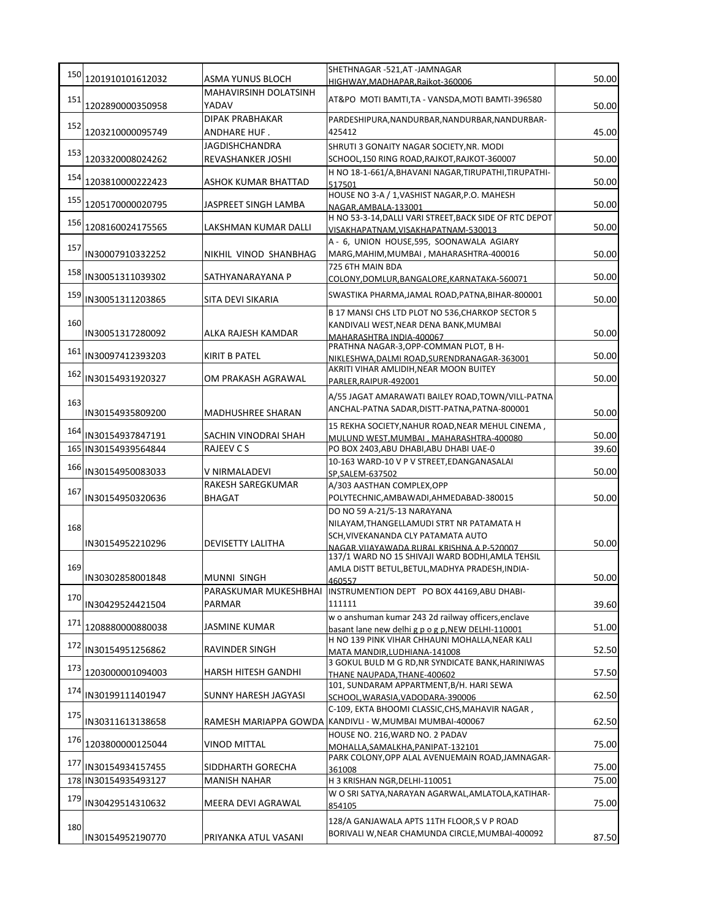| 150 | 1201910101612032 | ASMA YUNUS BLOCH | SHETHNAGAR -521,AT -JAMNAGAR HIGHWAY,MADHAPAR,Rajkot-360006 | 50.00 |
|---|---|---|---|---|
| 151 | 1202890000350958 | MAHAVIRSINH DOLATSINH YADAV | AT&PO MOTI BAMTI,TA - VANSDA,MOTI BAMTI-396580 | 50.00 |
| 152 | 1203210000095749 | DIPAK PRABHAKAR ANDHARE HUF . | PARDESHIPURA,NANDURBAR,NANDURBAR,NANDURBAR-425412 | 45.00 |
| 153 | 1203320008024262 | JAGDISHCHANDRA REVASHANKER JOSHI | SHRUTI 3 GONAITY NAGAR SOCIETY,NR. MODI SCHOOL,150 RING ROAD,RAJKOT,RAJKOT-360007 | 50.00 |
| 154 | 1203810000222423 | ASHOK KUMAR BHATTAD | H NO 18-1-661/A,BHAVANI NAGAR,TIRUPATHI,TIRUPATHI-517501 | 50.00 |
| 155 | 1205170000020795 | JASPREET SINGH LAMBA | HOUSE NO 3-A / 1,VASHIST NAGAR,P.O. MAHESH NAGAR,AMBALA-133001 | 50.00 |
| 156 | 1208160024175565 | LAKSHMAN KUMAR DALLI | H NO 53-3-14,DALLI VARI STREET,BACK SIDE OF RTC DEPOT VISAKHAPATNAM,VISAKHAPATNAM-530013 | 50.00 |
| 157 | IN30007910332252 | NIKHIL VINOD SHANBHAG | A - 6, UNION HOUSE,595, SOONAWALA AGIARY MARG,MAHIM,MUMBAI , MAHARASHTRA-400016 | 50.00 |
| 158 | IN30051311039302 | SATHYANARAYANA P | 725 6TH MAIN BDA COLONY,DOMLUR,BANGALORE,KARNATAKA-560071 | 50.00 |
| 159 | IN30051311203865 | SITA DEVI SIKARIA | SWASTIKA PHARMA,JAMAL ROAD,PATNA,BIHAR-800001 | 50.00 |
| 160 | IN30051317280092 | ALKA RAJESH KAMDAR | B 17 MANSI CHS LTD PLOT NO 536,CHARKOP SECTOR 5 KANDIVALI WEST,NEAR DENA BANK,MUMBAI MAHARASHTRA INDIA-400067 | 50.00 |
| 161 | IN30097412393203 | KIRIT B PATEL | PRATHNA NAGAR-3,OPP-COMMAN PLOT, B H-NIKLESHWA,DALMI ROAD,SURENDRANAGAR-363001 | 50.00 |
| 162 | IN30154931920327 | OM PRAKASH AGRAWAL | AKRITI VIHAR AMLIDIH,NEAR MOON BUITEY PARLER,RAIPUR-492001 | 50.00 |
| 163 | IN30154935809200 | MADHUSHREE SHARAN | A/55 JAGAT AMARAWATI BAILEY ROAD,TOWN/VILL-PATNA ANCHAL-PATNA SADAR,DISTT-PATNA,PATNA-800001 | 50.00 |
| 164 | IN30154937847191 | SACHIN VINODRAI SHAH | 15 REKHA SOCIETY,NAHUR ROAD,NEAR MEHUL CINEMA , MULUND WEST,MUMBAI , MAHARASHTRA-400080 | 50.00 |
| 165 | IN30154939564844 | RAJEEV C S | PO BOX 2403,ABU DHABI,ABU DHABI UAE-0 | 39.60 |
| 166 | IN30154950083033 | V NIRMALADEVI | 10-163 WARD-10 V P V STREET,EDANGANASALAI SP,SALEM-637502 | 50.00 |
| 167 | IN30154950320636 | RAKESH SAREGKUMAR BHAGAT | A/303 AASTHAN COMPLEX,OPP POLYTECHNIC,AMBAWADI,AHMEDABAD-380015 | 50.00 |
| 168 | IN30154952210296 | DEVISETTY LALITHA | DO NO 59 A-21/5-13 NARAYANA NILAYAM,THANGELLAMUDI STRT NR PATAMATA H SCH,VIVEKANANDA CLY PATAMATA AUTO NAGAR VIJAYAWADA RURAL KRISHNA A P-520007 | 50.00 |
| 169 | IN30302858001848 | MUNNI SINGH | 137/1 WARD NO 15 SHIVAJI WARD BODHI,AMLA TEHSIL AMLA DISTT BETUL,BETUL,MADHYA PRADESH,INDIA-460557 | 50.00 |
| 170 | IN30429524421504 | PARASKUMAR MUKESHBHAI PARMAR | INSTRUMENTION DEPT PO BOX 44169,ABU DHABI-111111 | 39.60 |
| 171 | 1208880000880038 | JASMINE KUMAR | w o anshuman kumar 243 2d railway officers,enclave basant lane new delhi g p o g p,NEW DELHI-110001 | 51.00 |
| 172 | IN30154951256862 | RAVINDER SINGH | H NO 139 PINK VIHAR CHHAUNI MOHALLA,NEAR KALI MATA MANDIR,LUDHIANA-141008 | 52.50 |
| 173 | 1203000001094003 | HARSH HITESH GANDHI | 3 GOKUL BULD M G RD,NR SYNDICATE BANK,HARINIWAS THANE NAUPADA,THANE-400602 | 57.50 |
| 174 | IN30199111401947 | SUNNY HARESH JAGYASI | 101, SUNDARAM APPARTMENT,B/H. HARI SEWA SCHOOL,WARASIA,VADODARA-390006 | 62.50 |
| 175 | IN30311613138658 | RAMESH MARIAPPA GOWDA | C-109, EKTA BHOOMI CLASSIC,CHS,MAHAVIR NAGAR , KANDIVLI - W,MUMBAI MUMBAI-400067 | 62.50 |
| 176 | 1203800000125044 | VINOD MITTAL | HOUSE NO. 216,WARD NO. 2 PADAV MOHALLA,SAMALKHA,PANIPAT-132101 | 75.00 |
| 177 | IN30154934157455 | SIDDHARTH GORECHA | PARK COLONY,OPP ALAL AVENUEMAIN ROAD,JAMNAGAR-361008 | 75.00 |
| 178 | IN30154935493127 | MANISH NAHAR | H 3 KRISHAN NGR,DELHI-110051 | 75.00 |
| 179 | IN30429514310632 | MEERA DEVI AGRAWAL | W O SRI SATYA,NARAYAN AGARWAL,AMLATOLA,KATIHAR-854105 | 75.00 |
| 180 | IN30154952190770 | PRIYANKA ATUL VASANI | 128/A GANJAWALA APTS 11TH FLOOR,S V P ROAD BORIVALI W,NEAR CHAMUNDA CIRCLE,MUMBAI-400092 | 87.50 |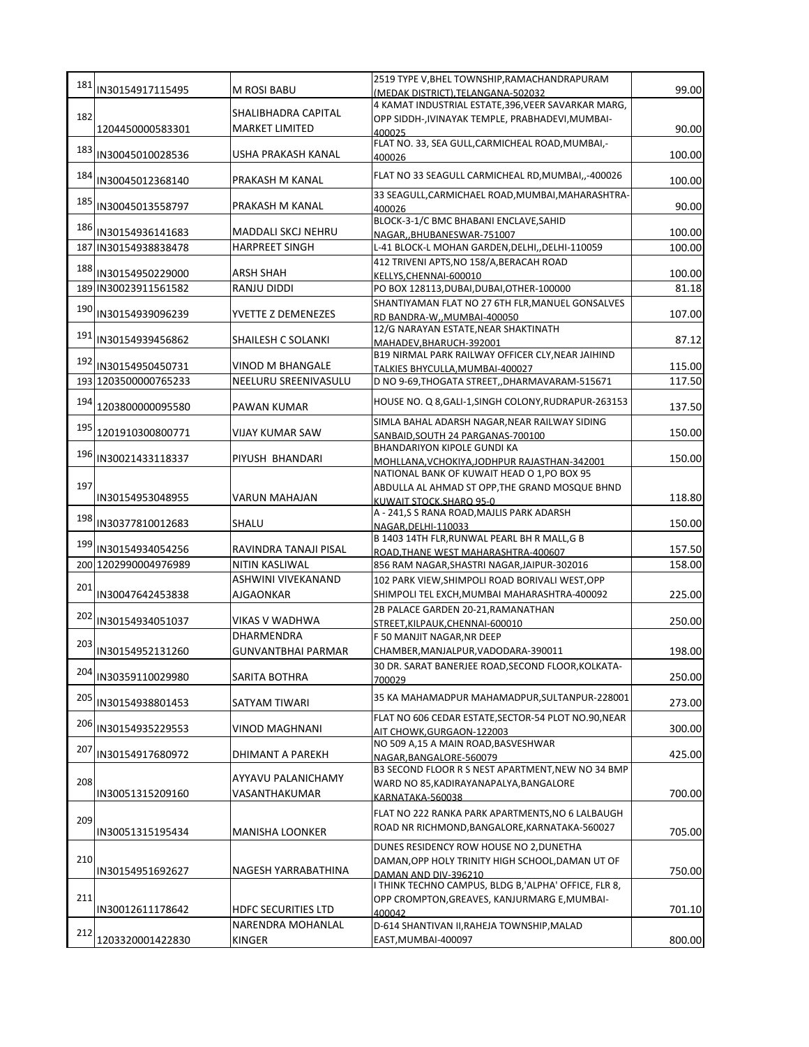| | | | | |
|---|---|---|---|---|
| 181 | IN30154917115495 | M ROSI BABU | 2519 TYPE V,BHEL TOWNSHIP,RAMACHANDRAPURAM (MEDAK DISTRICT),TELANGANA-502032 | 99.00 |
| 182 | 1204450000583301 | SHALIBHADRA CAPITAL MARKET LIMITED | 4 KAMAT INDUSTRIAL ESTATE,396,VEER SAVARKAR MARG, OPP SIDDH-,IVINAYAK TEMPLE, PRABHADEVI,MUMBAI-400025 | 90.00 |
| 183 | IN30045010028536 | USHA PRAKASH KANAL | FLAT NO. 33, SEA GULL,CARMICHEAL ROAD,MUMBAI,-400026 | 100.00 |
| 184 | IN30045012368140 | PRAKASH M KANAL | FLAT NO 33 SEAGULL CARMICHEAL RD,MUMBAI,,-400026 | 100.00 |
| 185 | IN30045013558797 | PRAKASH M KANAL | 33 SEAGULL,CARMICHAEL ROAD,MUMBAI,MAHARASHTRA-400026 | 90.00 |
| 186 | IN30154936141683 | MADDALI SKCJ NEHRU | BLOCK-3-1/C BMC BHABANI ENCLAVE,SAHID NAGAR,,BHUBANESWAR-751007 | 100.00 |
| 187 | IN30154938838478 | HARPREET SINGH | L-41 BLOCK-L MOHAN GARDEN,DELHI,,DELHI-110059 | 100.00 |
| 188 | IN30154950229000 | ARSH SHAH | 412 TRIVENI APTS,NO 158/A,BERACAH ROAD KELLYS,CHENNAI-600010 | 100.00 |
| 189 | IN30023911561582 | RANJU DIDDI | PO BOX 128113,DUBAI,DUBAI,OTHER-100000 | 81.18 |
| 190 | IN30154939096239 | YVETTE Z DEMENEZES | SHANTIYAMAN FLAT NO 27 6TH FLR,MANUEL GONSALVES RD BANDRA-W,,MUMBAI-400050 | 107.00 |
| 191 | IN30154939456862 | SHAILESH C SOLANKI | 12/G NARAYAN ESTATE,NEAR SHAKTINATH MAHADEV,BHARUCH-392001 | 87.12 |
| 192 | IN30154950450731 | VINOD M BHANGALE | B19 NIRMAL PARK RAILWAY OFFICER CLY,NEAR JAIHIND TALKIES BHYCULLA,MUMBAI-400027 | 115.00 |
| 193 | 1203500000765233 | NEELURU SREENIVASULU | D NO 9-69,THOGATA STREET,,DHARMAVARAM-515671 | 117.50 |
| 194 | 1203800000095580 | PAWAN KUMAR | HOUSE NO. Q 8,GALI-1,SINGH COLONY,RUDRAPUR-263153 | 137.50 |
| 195 | 1201910300800771 | VIJAY KUMAR SAW | SIMLA BAHAL ADARSH NAGAR,NEAR RAILWAY SIDING SANBAID,SOUTH 24 PARGANAS-700100 | 150.00 |
| 196 | IN30021433118337 | PIYUSH BHANDARI | BHANDARIYON KIPOLE GUNDI KA MOHLLANA,VCHOKIYA,JODHPUR RAJASTHAN-342001 | 150.00 |
| 197 | IN30154953048955 | VARUN MAHAJAN | NATIONAL BANK OF KUWAIT HEAD O 1,PO BOX 95 ABDULLA AL AHMAD ST OPP,THE GRAND MOSQUE BHND KUWAIT STOCK,SHARQ 95-0 | 118.80 |
| 198 | IN30377810012683 | SHALU | A - 241,S S RANA ROAD,MAJLIS PARK ADARSH NAGAR,DELHI-110033 | 150.00 |
| 199 | IN30154934054256 | RAVINDRA TANAJI PISAL | B 1403 14TH FLR,RUNWAL PEARL BH R MALL,G B ROAD,THANE WEST MAHARASHTRA-400607 | 157.50 |
| 200 | 1202990004976989 | NITIN KASLIWAL | 856 RAM NAGAR,SHASTRI NAGAR,JAIPUR-302016 | 158.00 |
| 201 | IN30047642453838 | ASHWINI VIVEKANAND AJGAONKAR | 102 PARK VIEW,SHIMPOLI ROAD BORIVALI WEST,OPP SHIMPOLI TEL EXCH,MUMBAI MAHARASHTRA-400092 | 225.00 |
| 202 | IN30154934051037 | VIKAS V WADHWA | 2B PALACE GARDEN 20-21,RAMANATHAN STREET,KILPAUK,CHENNAI-600010 | 250.00 |
| 203 | IN30154952131260 | DHARMENDRA GUNVANTBHAI PARMAR | F 50 MANJIT NAGAR,NR DEEP CHAMBER,MANJALPUR,VADODARA-390011 | 198.00 |
| 204 | IN30359110029980 | SARITA BOTHRA | 30 DR. SARAT BANERJEE ROAD,SECOND FLOOR,KOLKATA-700029 | 250.00 |
| 205 | IN30154938801453 | SATYAM TIWARI | 35 KA MAHAMADPUR MAHAMADPUR,SULTANPUR-228001 | 273.00 |
| 206 | IN30154935229553 | VINOD MAGHNANI | FLAT NO 606 CEDAR ESTATE,SECTOR-54 PLOT NO.90,NEAR AIT CHOWK,GURGAON-122003 | 300.00 |
| 207 | IN30154917680972 | DHIMANT A PAREKH | NO 509 A,15 A MAIN ROAD,BASVESHWAR NAGAR,BANGALORE-560079 | 425.00 |
| 208 | IN30051315209160 | AYYAVU PALANICHAMY VASANTHAKUMAR | B3 SECOND FLOOR R S NEST APARTMENT,NEW NO 34 BMP WARD NO 85,KADIRAYANAPALYA,BANGALORE KARNATAKA-560038 | 700.00 |
| 209 | IN30051315195434 | MANISHA LOONKER | FLAT NO 222 RANKA PARK APARTMENTS,NO 6 LALBAUGH ROAD NR RICHMOND,BANGALORE,KARNATAKA-560027 | 705.00 |
| 210 | IN30154951692627 | NAGESH YARRABATHINA | DUNES RESIDENCY ROW HOUSE NO 2,DUNETHA DAMAN,OPP HOLY TRINITY HIGH SCHOOL,DAMAN UT OF DAMAN AND DIV-396210 | 750.00 |
| 211 | IN30012611178642 | HDFC SECURITIES LTD | I THINK TECHNO CAMPUS, BLDG B,'ALPHA' OFFICE, FLR 8, OPP CROMPTON,GREAVES, KANJURMARG E,MUMBAI-400042 | 701.10 |
| 212 | 1203320001422830 | NARENDRA MOHANLAL KINGER | D-614 SHANTIVAN II,RAHEJA TOWNSHIP,MALAD EAST,MUMBAI-400097 | 800.00 |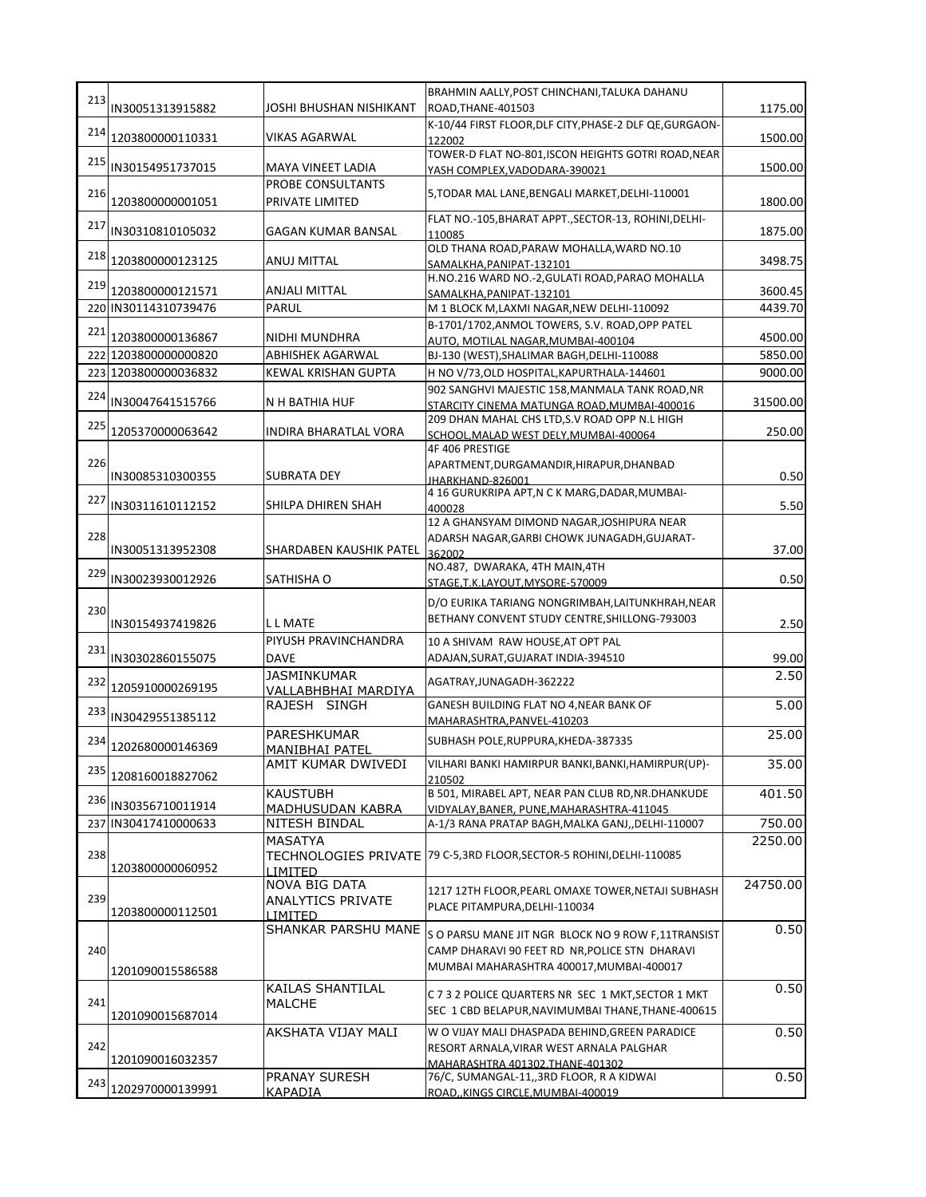| 213 | IN30051313915882 | JOSHI BHUSHAN NISHIKANT | BRAHMIN AALLY,POST CHINCHANI,TALUKA DAHANU ROAD,THANE-401503 | 1175.00 |
|---|---|---|---|---|
| 214 | 1203800000110331 | VIKAS AGARWAL | K-10/44 FIRST FLOOR,DLF CITY,PHASE-2 DLF QE,GURGAON-122002 | 1500.00 |
| 215 | IN30154951737015 | MAYA VINEET LADIA | TOWER-D FLAT NO-801,ISCON HEIGHTS GOTRI ROAD,NEAR YASH COMPLEX,VADODARA-390021 | 1500.00 |
| 216 | 1203800000001051 | PROBE CONSULTANTS PRIVATE LIMITED | 5,TODAR MAL LANE,BENGALI MARKET,DELHI-110001 | 1800.00 |
| 217 | IN30310810105032 | GAGAN KUMAR BANSAL | FLAT NO.-105,BHARAT APPT.,SECTOR-13, ROHINI,DELHI-110085 | 1875.00 |
| 218 | 1203800000123125 | ANUJ MITTAL | OLD THANA ROAD,PARAW MOHALLA,WARD NO.10 SAMALKHA,PANIPAT-132101 | 3498.75 |
| 219 | 1203800000121571 | ANJALI MITTAL | H.NO.216 WARD NO.-2,GULATI ROAD,PARAO MOHALLA SAMALKHA,PANIPAT-132101 | 3600.45 |
| 220 | IN30114310739476 | PARUL | M 1 BLOCK M,LAXMI NAGAR,NEW DELHI-110092 | 4439.70 |
| 221 | 1203800000136867 | NIDHI MUNDHRA | B-1701/1702,ANMOL TOWERS, S.V. ROAD,OPP PATEL AUTO, MOTILAL NAGAR,MUMBAI-400104 | 4500.00 |
| 222 | 1203800000000820 | ABHISHEK AGARWAL | BJ-130 (WEST),SHALIMAR BAGH,DELHI-110088 | 5850.00 |
| 223 | 1203800000036832 | KEWAL KRISHAN GUPTA | H NO V/73,OLD HOSPITAL,KAPURTHALA-144601 | 9000.00 |
| 224 | IN30047641515766 | N H BATHIA HUF | 902 SANGHVI MAJESTIC 158,MANMALA TANK ROAD,NR STARCITY CINEMA MATUNGA ROAD,MUMBAI-400016 | 31500.00 |
| 225 | 1205370000063642 | INDIRA BHARATLAL VORA | 209 DHAN MAHAL CHS LTD,S.V ROAD OPP N.L HIGH SCHOOL,MALAD WEST DELY,MUMBAI-400064 | 250.00 |
| 226 | IN30085310300355 | SUBRATA DEY | 4F 406 PRESTIGE APARTMENT,DURGAMANDIR,HIRAPUR,DHANBAD JHARKHAND-826001 | 0.50 |
| 227 | IN30311610112152 | SHILPA DHIREN SHAH | 4 16 GURUKRIPA APT,N C K MARG,DADAR,MUMBAI-400028 | 5.50 |
| 228 | IN30051313952308 | SHARDABEN KAUSHIK PATEL | 12 A GHANSYAM DIMOND NAGAR,JOSHIPURA NEAR ADARSH NAGAR,GARBI CHOWK JUNAGADH,GUJARAT-362002 | 37.00 |
| 229 | IN30023930012926 | SATHISHA O | NO.487, DWARAKA, 4TH MAIN,4TH STAGE,T.K.LAYOUT,MYSORE-570009 | 0.50 |
| 230 | IN30154937419826 | L L MATE | D/O EURIKA TARIANG NONGRIMBAH,LAITUNKHRAH,NEAR BETHANY CONVENT STUDY CENTRE,SHILLONG-793003 | 2.50 |
| 231 | IN30302860155075 | PIYUSH PRAVINCHANDRA DAVE | 10 A SHIVAM RAW HOUSE,AT OPT PAL ADAJAN,SURAT,GUJARAT INDIA-394510 | 99.00 |
| 232 | 1205910000269195 | JASMINKUMAR VALLABHBHAI MARDIYA | AGATRAY,JUNAGADH-362222 | 2.50 |
| 233 | IN30429551385112 | RAJESH SINGH | GANESH BUILDING FLAT NO 4,NEAR BANK OF MAHARASHTRA,PANVEL-410203 | 5.00 |
| 234 | 1202680000146369 | PARESHKUMAR MANIBHAI PATEL | SUBHASH POLE,RUPPURA,KHEDA-387335 | 25.00 |
| 235 | 1208160018827062 | AMIT KUMAR DWIVEDI | VILHARI BANKI HAMIRPUR BANKI,BANKI,HAMIRPUR(UP)-210502 | 35.00 |
| 236 | IN30356710011914 | KAUSTUBH MADHUSUDAN KABRA | B 501, MIRABEL APT, NEAR PAN CLUB RD,NR.DHANKUDE VIDYALAY,BANER, PUNE,MAHARASHTRA-411045 | 401.50 |
| 237 | IN30417410000633 | NITESH BINDAL | A-1/3 RANA PRATAP BAGH,MALKA GANJ,,DELHI-110007 | 750.00 |
| 238 | 1203800000060952 | MASATYA TECHNOLOGIES PRIVATE LIMITED | 79 C-5,3RD FLOOR,SECTOR-5 ROHINI,DELHI-110085 | 2250.00 |
| 239 | 1203800000112501 | NOVA BIG DATA ANALYTICS PRIVATE LIMITED | 1217 12TH FLOOR,PEARL OMAXE TOWER,NETAJI SUBHASH PLACE PITAMPURA,DELHI-110034 | 24750.00 |
| 240 | 1201090015586588 | SHANKAR PARSHU MANE | S O PARSU MANE JIT NGR BLOCK NO 9 ROW F,11TRANSIST CAMP DHARAVI 90 FEET RD NR,POLICE STN DHARAVI MUMBAI MAHARASHTRA 400017,MUMBAI-400017 | 0.50 |
| 241 | 1201090015687014 | KAILAS SHANTILAL MALCHE | C 7 3 2 POLICE QUARTERS NR SEC 1 MKT,SECTOR 1 MKT SEC 1 CBD BELAPUR,NAVIMUMBAI THANE,THANE-400615 | 0.50 |
| 242 | 1201090016032357 | AKSHATA VIJAY MALI | W O VIJAY MALI DHASPADA BEHIND,GREEN PARADICE RESORT ARNALA,VIRAR WEST ARNALA PALGHAR MAHARASHTRA 401302,THANE-401302 | 0.50 |
| 243 | 1202970000139991 | PRANAY SURESH KAPADIA | 76/C, SUMANGAL-11,,3RD FLOOR, R A KIDWAI ROAD,,KINGS CIRCLE,MUMBAI-400019 | 0.50 |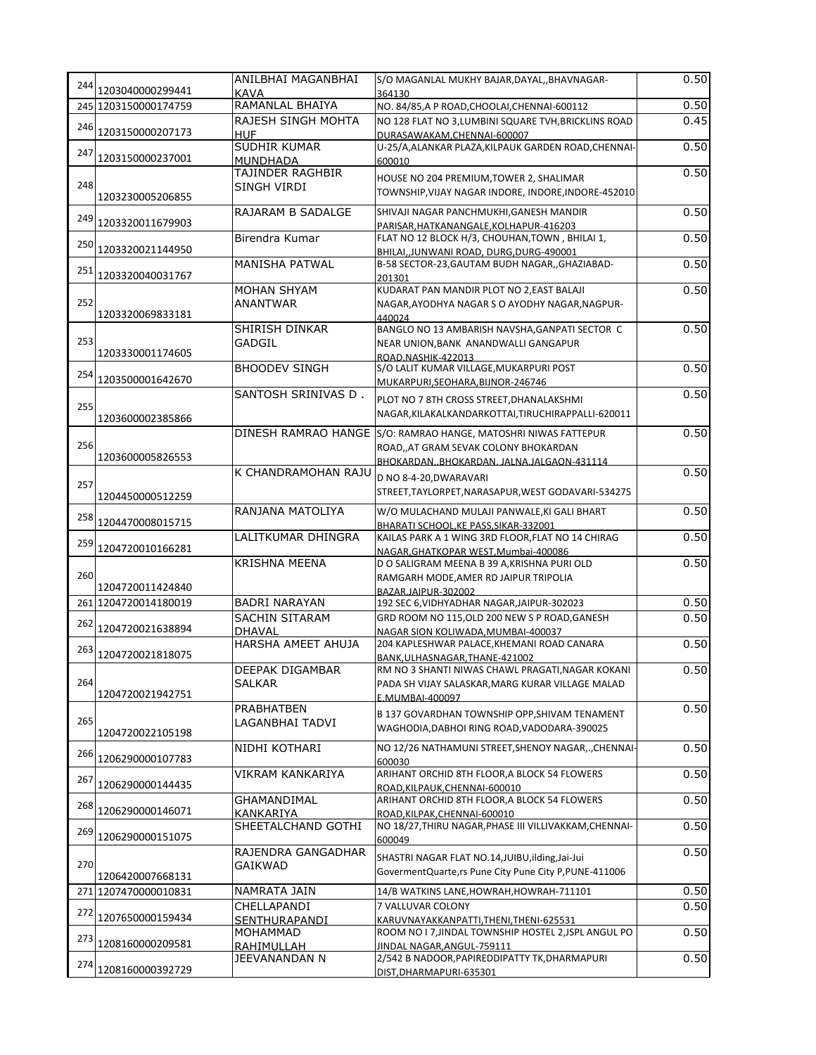| | | | | |
|---|---|---|---|---|
| 244 | 1203040000299441 | ANILBHAI MAGANBHAI KAVA | S/O MAGANLAL MUKHY BAJAR,DAYAL,,BHAVNAGAR-364130 | 0.50 |
| 245 | 1203150000174759 | RAMANLAL BHAIYA | NO. 84/85,A P ROAD,CHOOLAI,CHENNAI-600112 | 0.50 |
| 246 | 1203150000207173 | RAJESH SINGH MOHTA HUF | NO 128 FLAT NO 3,LUMBINI SQUARE TVH,BRICKLINS ROAD DURASAWAKAM,CHENNAI-600007 | 0.45 |
| 247 | 1203150000237001 | SUDHIR KUMAR MUNDHADA | U-25/A,ALANKAR PLAZA,KILPAUK GARDEN ROAD,CHENNAI-600010 | 0.50 |
| 248 | 1203230005206855 | TAJINDER RAGHBIR SINGH VIRDI | HOUSE NO 204 PREMIUM,TOWER 2, SHALIMAR TOWNSHIP,VIJAY NAGAR INDORE, INDORE,INDORE-452010 | 0.50 |
| 249 | 1203320011679903 | RAJARAM B SADALGE | SHIVAJI NAGAR PANCHMUKHI,GANESH MANDIR PARISAR,HATKANANGALE,KOLHAPUR-416203 | 0.50 |
| 250 | 1203320021144950 | Birendra Kumar | FLAT NO 12 BLOCK H/3, CHOUHAN,TOWN , BHILAI 1, BHILAI,,JUNWANI ROAD, DURG,DURG-490001 | 0.50 |
| 251 | 1203320040031767 | MANISHA PATWAL | B-58 SECTOR-23,GAUTAM BUDH NAGAR,,GHAZIABAD-201301 | 0.50 |
| 252 | 1203320069833181 | MOHAN SHYAM ANANTWAR | KUDARAT PAN MANDIR PLOT NO 2,EAST BALAJI NAGAR,AYODHYA NAGAR S O AYODHY NAGAR,NAGPUR-440024 | 0.50 |
| 253 | 1203330001174605 | SHIRISH DINKAR GADGIL | BANGLO NO 13 AMBARISH NAVSHA,GANPATI SECTOR C NEAR UNION,BANK ANANDWALLI GANGAPUR ROAD,NASHIK-422013 | 0.50 |
| 254 | 1203500001642670 | BHOODEV SINGH | S/O LALIT KUMAR VILLAGE,MUKARPURI POST MUKARPURI,SEOHARA,BIJNOR-246746 | 0.50 |
| 255 | 1203600002385866 | SANTOSH SRINIVAS D . | PLOT NO 7 8TH CROSS STREET,DHANALAKSHMI NAGAR,KILAKALKANDARKOTTAI,TIRUCHIRAPPALLI-620011 | 0.50 |
| 256 | 1203600005826553 | DINESH RAMRAO HANGE | S/O: RAMRAO HANGE, MATOSHRI NIWAS FATTEPUR ROAD,,AT GRAM SEVAK COLONY BHOKARDAN BHOKARDAN,,BHOKARDAN, JALNA,JALGAON-431114 | 0.50 |
| 257 | 1204450000512259 | K CHANDRAMOHAN RAJU | D NO 8-4-20,DWARAVARI STREET,TAYLORPET,NARASAPUR,WEST GODAVARI-534275 | 0.50 |
| 258 | 1204470008015715 | RANJANA MATOLIYA | W/O MULACHAND MULAJI PANWALE,KI GALI BHART BHARATI SCHOOL,KE PASS,SIKAR-332001 | 0.50 |
| 259 | 1204720010166281 | LALITKUMAR DHINGRA | KAILAS PARK A 1 WING 3RD FLOOR,FLAT NO 14 CHIRAG NAGAR,GHATKOPAR WEST,Mumbai-400086 | 0.50 |
| 260 | 1204720011424840 | KRISHNA MEENA | D O SALIGRAM MEENA B 39 A,KRISHNA PURI OLD RAMGARH MODE,AMER RD JAIPUR TRIPOLIA BAZAR,JAIPUR-302002 | 0.50 |
| 261 | 1204720014180019 | BADRI NARAYAN | 192 SEC 6,VIDHYADHAR NAGAR,JAIPUR-302023 | 0.50 |
| 262 | 1204720021638894 | SACHIN SITARAM DHAVAL | GRD ROOM NO 115,OLD 200 NEW S P ROAD,GANESH NAGAR SION KOLIWADA,MUMBAI-400037 | 0.50 |
| 263 | 1204720021818075 | HARSHA AMEET AHUJA | 204 KAPLESHWAR PALACE,KHEMANI ROAD CANARA BANK,ULHASNAGAR,THANE-421002 | 0.50 |
| 264 | 1204720021942751 | DEEPAK DIGAMBAR SALKAR | RM NO 3 SHANTI NIWAS CHAWL PRAGATI,NAGAR KOKANI PADA SH VIJAY SALASKAR,MARG KURAR VILLAGE MALAD E,MUMBAI-400097 | 0.50 |
| 265 | 1204720022105198 | PRABHATBEN LAGANBHAI TADVI | B 137 GOVARDHAN TOWNSHIP OPP,SHIVAM TENAMENT WAGHODIA,DABHOI RING ROAD,VADODARA-390025 | 0.50 |
| 266 | 1206290000107783 | NIDHI KOTHARI | NO 12/26 NATHAMUNI STREET,SHENOY NAGAR,.,CHENNAI-600030 | 0.50 |
| 267 | 1206290000144435 | VIKRAM KANKARIYA | ARIHANT ORCHID 8TH FLOOR,A BLOCK 54 FLOWERS ROAD,KILPAUK,CHENNAI-600010 | 0.50 |
| 268 | 1206290000146071 | GHAMANDIMAL KANKARIYA | ARIHANT ORCHID 8TH FLOOR,A BLOCK 54 FLOWERS ROAD,KILPAK,CHENNAI-600010 | 0.50 |
| 269 | 1206290000151075 | SHEETALCHAND GOTHI | NO 18/27,THIRU NAGAR,PHASE III VILLIVAKKAM,CHENNAI-600049 | 0.50 |
| 270 | 1206420007668131 | RAJENDRA GANGADHAR GAIKWAD | SHASTRI NAGAR FLAT NO.14,JUIBU,ilding,Jai-Jui GovermentQuarte,rs Pune City Pune City P,PUNE-411006 | 0.50 |
| 271 | 1207470000010831 | NAMRATA JAIN | 14/B WATKINS LANE,HOWRAH,HOWRAH-711101 | 0.50 |
| 272 | 1207650000159434 | CHELLAPANDI SENTHURAPANDI | 7 VALLUVAR COLONY KARUVNAYAKKANPATTI,THENI,THENI-625531 | 0.50 |
| 273 | 1208160000209581 | MOHAMMAD RAHIMULLAH | ROOM NO I 7,JINDAL TOWNSHIP HOSTEL 2,JSPL ANGUL PO JINDAL NAGAR,ANGUL-759111 | 0.50 |
| 274 | 1208160000392729 | JEEVANANDAN N | 2/542 B NADOOR,PAPIREDDIPATTY TK,DHARMAPURI DIST,DHARMAPURI-635301 | 0.50 |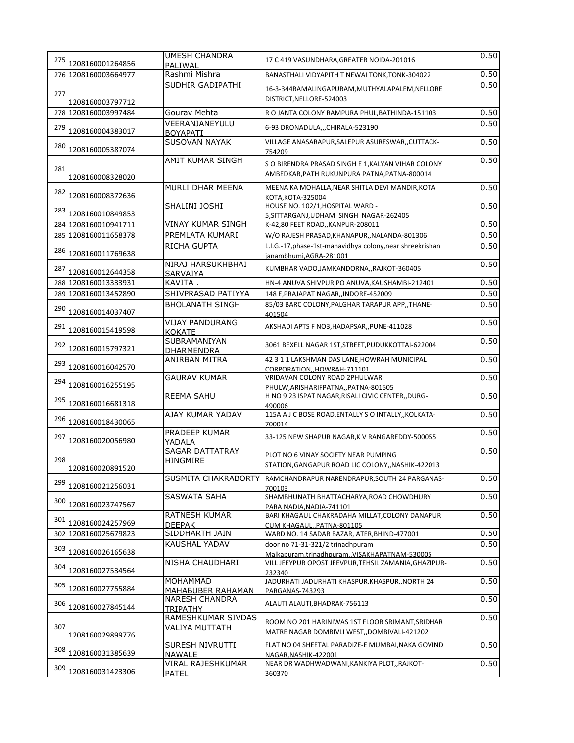| | | | | |
|---|---|---|---|---|
| 275 | 1208160001264856 | UMESH CHANDRA PALIWAL | 17 C 419 VASUNDHARA,GREATER NOIDA-201016 | 0.50 |
| 276 | 1208160003664977 | Rashmi Mishra | BANASTHALI VIDYAPITH T NEWAI TONK,TONK-304022 | 0.50 |
| 277 | 1208160003797712 | SUDHIR GADIPATHI | 16-3-344RAMALINGAPURAM,MUTHYALAPALEM,NELLORE DISTRICT,NELLORE-524003 | 0.50 |
| 278 | 1208160003997484 | Gourav Mehta | R O JANTA COLONY RAMPURA PHUL,BATHINDA-151103 | 0.50 |
| 279 | 1208160004383017 | VEERANJANEYULU BOYAPATI | 6-93 DRONADULA,,,CHIRALA-523190 | 0.50 |
| 280 | 1208160005387074 | SUSOVAN NAYAK | VILLAGE ANASARAPUR,SALEPUR ASURESWAR,,CUTTACK-754209 | 0.50 |
| 281 | 1208160008328020 | AMIT KUMAR SINGH | S O BIRENDRA PRASAD SINGH E 1,KALYAN VIHAR COLONY AMBEDKAR,PATH RUKUNPURA PATNA,PATNA-800014 | 0.50 |
| 282 | 1208160008372636 | MURLI DHAR MEENA | MEENA KA MOHALLA,NEAR SHITLA DEVI MANDIR,KOTA KOTA,KOTA-325004 | 0.50 |
| 283 | 1208160010849853 | SHALINI JOSHI | HOUSE NO. 102/1,HOSPITAL WARD - 5,SITTARGANJ,UDHAM SINGH NAGAR-262405 | 0.50 |
| 284 | 1208160010941711 | VINAY KUMAR SINGH | K-42,80 FEET ROAD,,KANPUR-208011 | 0.50 |
| 285 | 1208160011658378 | PREMLATA KUMARI | W/O RAJESH PRASAD,KHANAPUR,,NALANDA-801306 | 0.50 |
| 286 | 1208160011769638 | RICHA GUPTA | L.I.G.-17,phase-1st-mahavidhya colony,near shreekrishan janambhumi,AGRA-281001 | 0.50 |
| 287 | 1208160012644358 | NIRAJ HARSUKHBHAI SARVAIYA | KUMBHAR VADO,JAMKANDORNA,,RAJKOT-360405 | 0.50 |
| 288 | 1208160013333931 | KAVITA . | HN-4 ANUVA SHIVPUR,PO ANUVA,KAUSHAMBI-212401 | 0.50 |
| 289 | 1208160013452890 | SHIVPRASAD PATIYYA | 148 E,PRAJAPAT NAGAR,,INDORE-452009 | 0.50 |
| 290 | 1208160014037407 | BHOLANATH SINGH | 85/03 BARC COLONY,PALGHAR TARAPUR APP,,THANE-401504 | 0.50 |
| 291 | 1208160015419598 | VIJAY PANDURANG KOKATE | AKSHADI APTS F NO3,HADAPSAR,,PUNE-411028 | 0.50 |
| 292 | 1208160015797321 | SUBRAMANIYAN DHARMENDRA | 3061 BEXELL NAGAR 1ST,STREET,PUDUKKOTTAI-622004 | 0.50 |
| 293 | 1208160016042570 | ANIRBAN MITRA | 42 3 1 1 LAKSHMAN DAS LANE,HOWRAH MUNICIPAL CORPORATION,,HOWRAH-711101 | 0.50 |
| 294 | 1208160016255195 | GAURAV KUMAR | VRIDAVAN COLONY ROAD 2PHULWARI PHULW,ARISHARIFPATNA,,PATNA-801505 | 0.50 |
| 295 | 1208160016681318 | REEMA SAHU | H NO 9 23 ISPAT NAGAR,RISALI CIVIC CENTER,,DURG-490006 | 0.50 |
| 296 | 1208160018430065 | AJAY KUMAR YADAV | 115A A J C BOSE ROAD,ENTALLY S O INTALLY,,KOLKATA-700014 | 0.50 |
| 297 | 1208160020056980 | PRADEEP KUMAR YADALA | 33-125 NEW SHAPUR NAGAR,K V RANGAREDDY-500055 | 0.50 |
| 298 | 1208160020891520 | SAGAR DATTATRAY HINGMIRE | PLOT NO 6 VINAY SOCIETY NEAR PUMPING STATION,GANGAPUR ROAD LIC COLONY,,NASHIK-422013 | 0.50 |
| 299 | 1208160021256031 | SUSMITA CHAKRABORTY | RAMCHANDRAPUR NARENDRAPUR,SOUTH 24 PARGANAS-700103 | 0.50 |
| 300 | 1208160023747567 | SASWATA SAHA | SHAMBHUNATH BHATTACHARYA,ROAD CHOWDHURY PARA NADIA,NADIA-741101 | 0.50 |
| 301 | 1208160024257969 | RATNESH KUMAR DEEPAK | BARI KHAGAUL CHAKRADAHA MILLAT,COLONY DANAPUR CUM KHAGAUL,,PATNA-801105 | 0.50 |
| 302 | 1208160025679823 | SIDDHARTH JAIN | WARD NO. 14 SADAR BAZAR, ATER,BHIND-477001 | 0.50 |
| 303 | 1208160026165638 | KAUSHAL YADAV | door no 71-31-321/2 trinadhpuram Malkapuram,trinadhpuram,,VISAKHAPATNAM-530005 | 0.50 |
| 304 | 1208160027534564 | NISHA CHAUDHARI | VILL JEEYPUR OPOST JEEVPUR,TEHSIL ZAMANIA,GHAZIPUR-232340 | 0.50 |
| 305 | 1208160027755884 | MOHAMMAD MAHABUBER RAHAMAN | JADURHATI JADURHATI KHASPUR,KHASPUR,,NORTH 24 PARGANAS-743293 | 0.50 |
| 306 | 1208160027845144 | NARESH CHANDRA TRIPATHY | ALAUTI ALAUTI,BHADRAK-756113 | 0.50 |
| 307 | 1208160029899776 | RAMESHKUMAR SIVDAS VALIYA MUTTATH | ROOM NO 201 HARINIWAS 1ST FLOOR SRIMANT,SRIDHAR MATRE NAGAR DOMBIVLI WEST,,DOMBIVALI-421202 | 0.50 |
| 308 | 1208160031385639 | SURESH NIVRUTTI NAWALE | FLAT NO 04 SHEETAL PARADIZE-E MUMBAI,NAKA GOVIND NAGAR,NASHIK-422001 | 0.50 |
| 309 | 1208160031423306 | VIRAL RAJESHKUMAR PATEL | NEAR DR WADHWADWANI,KANKIYA PLOT,,RAJKOT-360370 | 0.50 |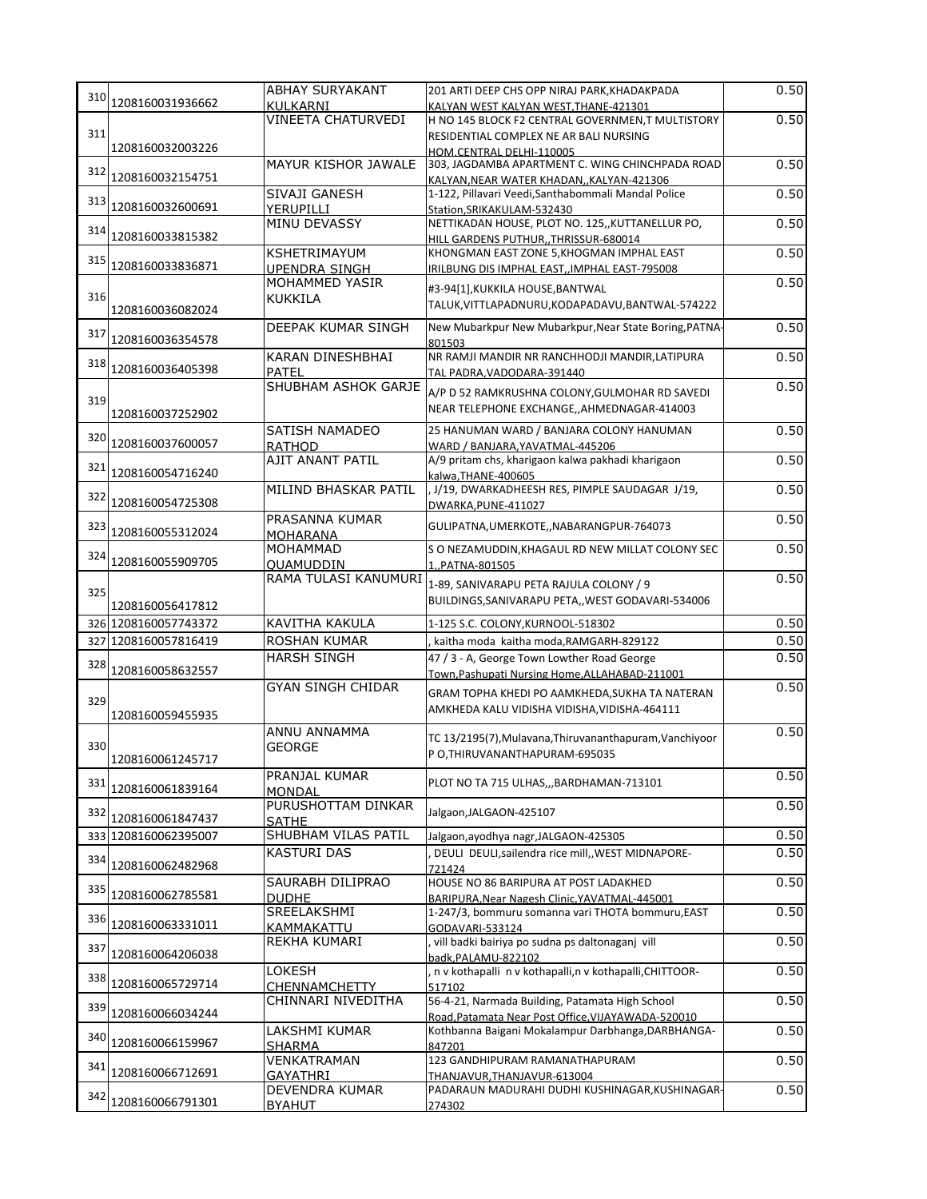| | | | | |
|---|---|---|---|---|
| 310 | 1208160031936662 | ABHAY SURYAKANT KULKARNI | 201 ARTI DEEP CHS OPP NIRAJ PARK,KHADAKPADA KALYAN WEST KALYAN WEST,THANE-421301 | 0.50 |
| 311 | 1208160032003226 | VINEETA CHATURVEDI | H NO 145 BLOCK F2 CENTRAL GOVERNMEN,T MULTISTORY RESIDENTIAL COMPLEX NE AR BALI NURSING HOM,CENTRAL DELHI-110005 | 0.50 |
| 312 | 1208160032154751 | MAYUR KISHOR JAWALE | 303, JAGDAMBA APARTMENT C. WING CHINCHPADA ROAD KALYAN,NEAR WATER KHADAN,,KALYAN-421306 | 0.50 |
| 313 | 1208160032600691 | SIVAJI GANESH YERUPILLI | 1-122, Pillavari Veedi,Santhabommali Mandal Police Station,SRIKAKULAM-532430 | 0.50 |
| 314 | 1208160033815382 | MINU DEVASSY | NETTIKADAN HOUSE, PLOT NO. 125,,KUTTANELLUR PO, HILL GARDENS PUTHUR,,THRISSUR-680014 | 0.50 |
| 315 | 1208160033836871 | KSHETRIMAYUM UPENDRA SINGH | KHONGMAN EAST ZONE 5,KHOGMAN IMPHAL EAST IRILBUNG DIS IMPHAL EAST,,IMPHAL EAST-795008 | 0.50 |
| 316 | 1208160036082024 | MOHAMMED YASIR KUKKILA | #3-94[1],KUKKILA HOUSE,BANTWAL TALUK,VITTLAPADNURU,KODAPADAVU,BANTWAL-574222 | 0.50 |
| 317 | 1208160036354578 | DEEPAK KUMAR SINGH | New Mubarkpur New Mubarkpur,Near State Boring,PATNA-801503 | 0.50 |
| 318 | 1208160036405398 | KARAN DINESHBHAI PATEL | NR RAMJI MANDIR NR RANCHHODJI MANDIR,LATIPURA TAL PADRA,VADODARA-391440 | 0.50 |
| 319 | 1208160037252902 | SHUBHAM ASHOK GARJE | A/P D 52 RAMKRUSHNA COLONY,GULMOHAR RD SAVEDI NEAR TELEPHONE EXCHANGE,,AHMEDNAGAR-414003 | 0.50 |
| 320 | 1208160037600057 | SATISH NAMADEO RATHOD | 25 HANUMAN WARD / BANJARA COLONY HANUMAN WARD / BANJARA,YAVATMAL-445206 | 0.50 |
| 321 | 1208160054716240 | AJIT ANANT PATIL | A/9 pritam chs, kharigaon kalwa pakhadi kharigaon kalwa,THANE-400605 | 0.50 |
| 322 | 1208160054725308 | MILIND BHASKAR PATIL | , J/19, DWARKADHEESH RES, PIMPLE SAUDAGAR J/19, DWARKA,PUNE-411027 | 0.50 |
| 323 | 1208160055312024 | PRASANNA KUMAR MOHARANA | GULIPATNA,UMERKOTE,,NABARANGPUR-764073 | 0.50 |
| 324 | 1208160055909705 | MOHAMMAD QUAMUDDIN | S O NEZAMUDDIN,KHAGAUL RD NEW MILLAT COLONY SEC 1,,PATNA-801505 | 0.50 |
| 325 | 1208160056417812 | RAMA TULASI KANUMURI | 1-89, SANIVARAPU PETA RAJULA COLONY / 9 BUILDINGS,SANIVARAPU PETA,,WEST GODAVARI-534006 | 0.50 |
| 326 | 1208160057743372 | KAVITHA KAKULA | 1-125 S.C. COLONY,KURNOOL-518302 | 0.50 |
| 327 | 1208160057816419 | ROSHAN KUMAR | , kaitha moda kaitha moda,RAMGARH-829122 | 0.50 |
| 328 | 1208160058632557 | HARSH SINGH | 47 / 3 - A, George Town Lowther Road George Town,Pashupati Nursing Home,ALLAHABAD-211001 | 0.50 |
| 329 | 1208160059455935 | GYAN SINGH CHIDAR | GRAM TOPHA KHEDI PO AAMKHEDA,SUKHA TA NATERAN AMKHEDA KALU VIDISHA VIDISHA,VIDISHA-464111 | 0.50 |
| 330 | 1208160061245717 | ANNU ANNAMMA GEORGE | TC 13/2195(7),Mulavana,Thiruvananthapuram,Vanchiyoor P O,THIRUVANANTHAPURAM-695035 | 0.50 |
| 331 | 1208160061839164 | PRANJAL KUMAR MONDAL | PLOT NO TA 715 ULHAS,,,BARDHAMAN-713101 | 0.50 |
| 332 | 1208160061847437 | PURUSHOTTAM DINKAR SATHE | Jalgaon,JALGAON-425107 | 0.50 |
| 333 | 1208160062395007 | SHUBHAM VILAS PATIL | Jalgaon,ayodhya nagr,JALGAON-425305 | 0.50 |
| 334 | 1208160062482968 | KASTURI DAS | , DEULI DEULI,sailendra rice mill,,WEST MIDNAPORE-721424 | 0.50 |
| 335 | 1208160062785581 | SAURABH DILIPRAO DUDHE | HOUSE NO 86 BARIPURA AT POST LADAKHED BARIPURA,Near Nagesh Clinic,YAVATMAL-445001 | 0.50 |
| 336 | 1208160063331011 | SREELAKSHMI KAMMAKATTU | 1-247/3, bommuru somanna vari THOTA bommuru,EAST GODAVARI-533124 | 0.50 |
| 337 | 1208160064206038 | REKHA KUMARI | , vill badki bairiya po sudna ps daltonaganj vill badk,PALAMU-822102 | 0.50 |
| 338 | 1208160065729714 | LOKESH CHENNAMCHETTY | , n v kothapalli n v kothapalli,n v kothapalli,CHITTOOR-517102 | 0.50 |
| 339 | 1208160066034244 | CHINNARI NIVEDITHA | 56-4-21, Narmada Building, Patamata High School Road,Patamata Near Post Office,VIJAYAWADA-520010 | 0.50 |
| 340 | 1208160066159967 | LAKSHMI KUMAR SHARMA | Kothbanna Baigani Mokalampur Darbhanga,DARBHANGA-847201 | 0.50 |
| 341 | 1208160066712691 | VENKATRAMAN GAYATHRI | 123 GANDHIPURAM RAMANATHAPURAM THANJAVUR,THANJAVUR-613004 | 0.50 |
| 342 | 1208160066791301 | DEVENDRA KUMAR BYAHUT | PADARAUN MADURAHI DUDHI KUSHINAGAR,KUSHINAGAR-274302 | 0.50 |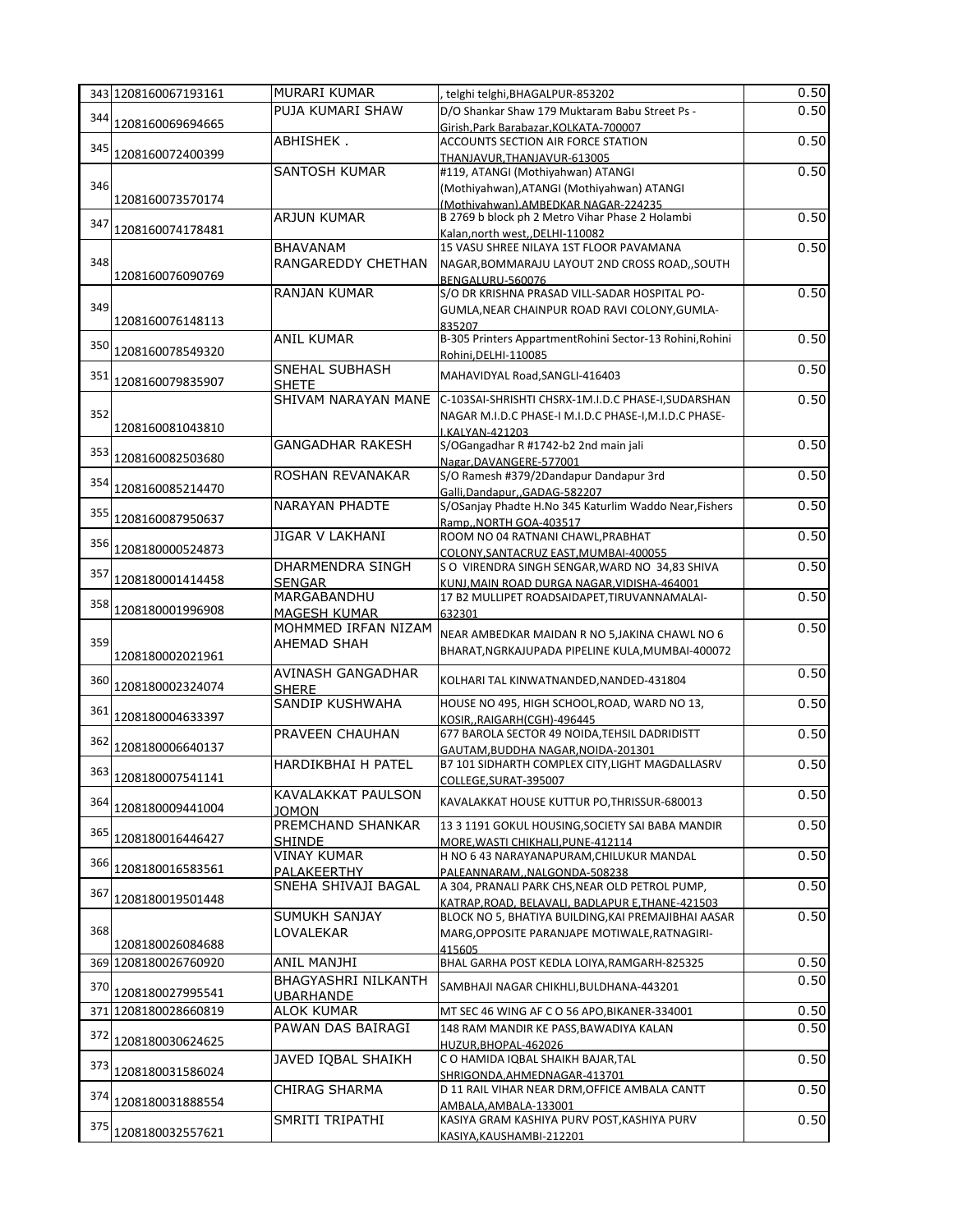| | | | | |
|---|---|---|---|---|
| 343 | 1208160067193161 | MURARI KUMAR | , telghi telghi,BHAGALPUR-853202 | 0.50 |
| 344 | 1208160069694665 | PUJA KUMARI SHAW | D/O Shankar Shaw 179 Muktaram Babu Street Ps - Girish,Park Barabazar,KOLKATA-700007 | 0.50 |
| 345 | 1208160072400399 | ABHISHEK . | ACCOUNTS SECTION AIR FORCE STATION THANJAVUR,THANJAVUR-613005 | 0.50 |
| 346 | 1208160073570174 | SANTOSH KUMAR | #119, ATANGI (Mothiyahwan) ATANGI (Mothiyahwan),ATANGI (Mothiyahwan) ATANGI (Mothiyahwan),AMBEDKAR NAGAR-224235 | 0.50 |
| 347 | 1208160074178481 | ARJUN KUMAR | B 2769 b block ph 2 Metro Vihar Phase 2 Holambi Kalan,north west,,DELHI-110082 | 0.50 |
| 348 | 1208160076090769 | BHAVANAM RANGAREDDY CHETHAN | 15 VASU SHREE NILAYA 1ST FLOOR PAVAMANA NAGAR,BOMMARAJU LAYOUT 2ND CROSS ROAD,,SOUTH BENGALURU-560076 | 0.50 |
| 349 | 1208160076148113 | RANJAN KUMAR | S/O DR KRISHNA PRASAD VILL-SADAR HOSPITAL PO-GUMLA,NEAR CHAINPUR ROAD RAVI COLONY,GUMLA-835207 | 0.50 |
| 350 | 1208160078549320 | ANIL KUMAR | B-305 Printers AppartmentRohini Sector-13 Rohini,Rohini Rohini,DELHI-110085 | 0.50 |
| 351 | 1208160079835907 | SNEHAL SUBHASH SHETE | MAHAVIDYAL Road,SANGLI-416403 | 0.50 |
| 352 | 1208160081043810 | SHIVAM NARAYAN MANE | C-103SAI-SHRISHTI CHSRX-1M.I.D.C PHASE-I,SUDARSHAN NAGAR M.I.D.C PHASE-I M.I.D.C PHASE-I,M.I.D.C PHASE-I,KALYAN-421203 | 0.50 |
| 353 | 1208160082503680 | GANGADHAR RAKESH | S/OGangadhar R #1742-b2 2nd main jali Nagar,DAVANGERE-577001 | 0.50 |
| 354 | 1208160085214470 | ROSHAN REVANAKAR | S/O Ramesh #379/2Dandapur Dandapur 3rd Galli,Dandapur,,GADAG-582207 | 0.50 |
| 355 | 1208160087950637 | NARAYAN PHADTE | S/OSanjay Phadte H.No 345 Katurlim Waddo Near,Fishers Ramp,,NORTH GOA-403517 | 0.50 |
| 356 | 1208180000524873 | JIGAR V LAKHANI | ROOM NO 04 RATNANI CHAWL,PRABHAT COLONY,SANTACRUZ EAST,MUMBAI-400055 | 0.50 |
| 357 | 1208180001414458 | DHARMENDRA SINGH SENGAR | S O VIRENDRA SINGH SENGAR,WARD NO 34,83 SHIVA KUNJ,MAIN ROAD DURGA NAGAR,VIDISHA-464001 | 0.50 |
| 358 | 1208180001996908 | MARGABANDHU MAGESH KUMAR | 17 B2 MULLIPET ROADSAIDAPET,TIRUVANNAMALAI-632301 | 0.50 |
| 359 | 1208180002021961 | MOHMMED IRFAN NIZAM AHEMAD SHAH | NEAR AMBEDKAR MAIDAN R NO 5,JAKINA CHAWL NO 6 BHARAT,NGRKAJUPADA PIPELINE KULA,MUMBAI-400072 | 0.50 |
| 360 | 1208180002324074 | AVINASH GANGADHAR SHERE | KOLHARI TAL KINWATNANDED,NANDED-431804 | 0.50 |
| 361 | 1208180004633397 | SANDIP KUSHWAHA | HOUSE NO 495, HIGH SCHOOL,ROAD, WARD NO 13, KOSIR,,RAIGARH(CGH)-496445 | 0.50 |
| 362 | 1208180006640137 | PRAVEEN CHAUHAN | 677 BAROLA SECTOR 49 NOIDA,TEHSIL DADRIDISTT GAUTAM,BUDDHA NAGAR,NOIDA-201301 | 0.50 |
| 363 | 1208180007541141 | HARDIKBHAI H PATEL | B7 101 SIDHARTH COMPLEX CITY,LIGHT MAGDALLASRV COLLEGE,SURAT-395007 | 0.50 |
| 364 | 1208180009441004 | KAVALAKKAT PAULSON JOMON | KAVALAKKAT HOUSE KUTTUR PO,THRISSUR-680013 | 0.50 |
| 365 | 1208180016446427 | PREMCHAND SHANKAR SHINDE | 13 3 1191 GOKUL HOUSING,SOCIETY SAI BABA MANDIR MORE,WASTI CHIKHALI,PUNE-412114 | 0.50 |
| 366 | 1208180016583561 | VINAY KUMAR PALAKEERTHY | H NO 6 43 NARAYANAPURAM,CHILUKUR MANDAL PALEANNARAM,,NALGONDA-508238 | 0.50 |
| 367 | 1208180019501448 | SNEHA SHIVAJI BAGAL | A 304, PRANALI PARK CHS,NEAR OLD PETROL PUMP, KATRAP,ROAD, BELAVALI, BADLAPUR E,THANE-421503 | 0.50 |
| 368 | 1208180026084688 | SUMUKH SANJAY LOVALEKAR | BLOCK NO 5, BHATIYA BUILDING,KAI PREMAJIBHAI AASAR MARG,OPPOSITE PARANJAPE MOTIWALE,RATNAGIRI-415605 | 0.50 |
| 369 | 1208180026760920 | ANIL MANJHI | BHAL GARHA POST KEDLA LOIYA,RAMGARH-825325 | 0.50 |
| 370 | 1208180027995541 | BHAGYASHRI NILKANTH UBARHANDE | SAMBHAJI NAGAR CHIKHLI,BULDHANA-443201 | 0.50 |
| 371 | 1208180028660819 | ALOK KUMAR | MT SEC 46 WING AF C O 56 APO,BIKANER-334001 | 0.50 |
| 372 | 1208180030624625 | PAWAN DAS BAIRAGI | 148 RAM MANDIR KE PASS,BAWADIYA KALAN HUZUR,BHOPAL-462026 | 0.50 |
| 373 | 1208180031586024 | JAVED IQBAL SHAIKH | C O HAMIDA IQBAL SHAIKH BAJAR,TAL SHRIGONDA,AHMEDNAGAR-413701 | 0.50 |
| 374 | 1208180031888554 | CHIRAG SHARMA | D 11 RAIL VIHAR NEAR DRM,OFFICE AMBALA CANTT AMBALA,AMBALA-133001 | 0.50 |
| 375 | 1208180032557621 | SMRITI TRIPATHI | KASIYA GRAM KASHIYA PURV POST,KASHIYA PURV KASIYA,KAUSHAMBI-212201 | 0.50 |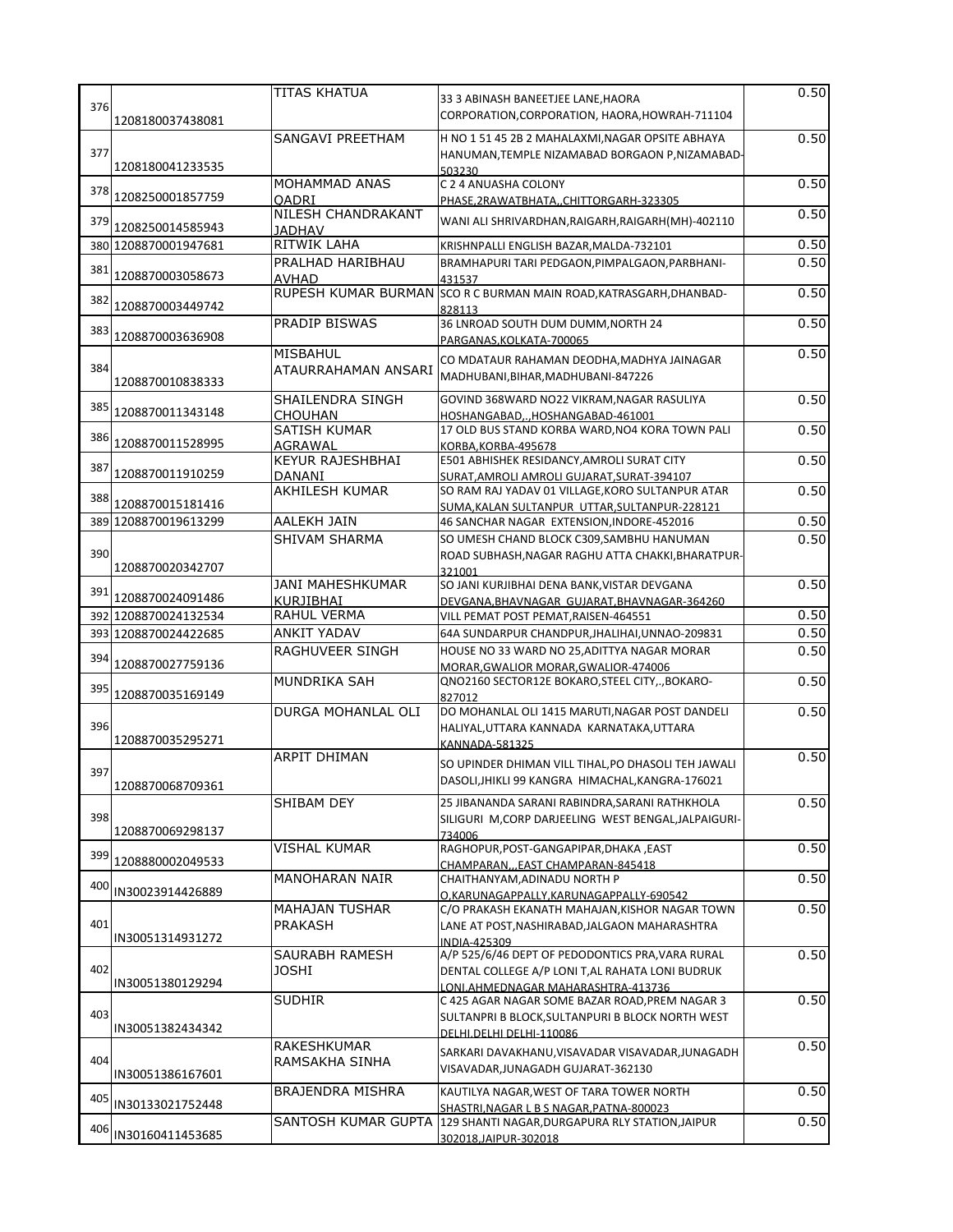| | | | | |
|---|---|---|---|---|
| 376 | 1208180037438081 | TITAS KHATUA | 33 3 ABINASH BANEETJEE LANE,HAORA CORPORATION,CORPORATION, HAORA,HOWRAH-711104 | 0.50 |
| 377 | 1208180041233535 | SANGAVI PREETHAM | H NO 1 51 45 2B 2 MAHALAXMI,NAGAR OPSITE ABHAYA HANUMAN,TEMPLE NIZAMABAD BORGAON P,NIZAMABAD-503230 | 0.50 |
| 378 | 1208250001857759 | MOHAMMAD ANAS QADRI | C 2 4 ANUASHA COLONY PHASE,2RAWATBHATA,,CHITTORGARH-323305 | 0.50 |
| 379 | 1208250014585943 | NILESH CHANDRAKANT JADHAV | WANI ALI SHRIVARDHAN,RAIGARH,RAIGARH(MH)-402110 | 0.50 |
| 380 | 1208870001947681 | RITWIK LAHA | KRISHNPALLI ENGLISH BAZAR,MALDA-732101 | 0.50 |
| 381 | 1208870003058673 | PRALHAD HARIBHAU AVHAD | BRAMHAPURI TARI PEDGAON,PIMPALGAON,PARBHANI-431537 | 0.50 |
| 382 | 1208870003449742 | RUPESH KUMAR BURMAN | SCO R C BURMAN MAIN ROAD,KATRASGARH,DHANBAD-828113 | 0.50 |
| 383 | 1208870003636908 | PRADIP BISWAS | 36 LNROAD SOUTH DUM DUMM,NORTH 24 PARGANAS,KOLKATA-700065 | 0.50 |
| 384 | 1208870010838333 | MISBAHUL ATAURRAHAMAN ANSARI | CO MDATAUR RAHAMAN DEODHA,MADHYA JAINAGAR MADHUBANI,BIHAR,MADHUBANI-847226 | 0.50 |
| 385 | 1208870011343148 | SHAILENDRA SINGH CHOUHAN | GOVIND 368WARD NO22 VIKRAM,NAGAR RASULIYA HOSHANGABAD,,,HOSHANGABAD-461001 | 0.50 |
| 386 | 1208870011528995 | SATISH KUMAR AGRAWAL | 17 OLD BUS STAND KORBA WARD,NO4 KORA TOWN PALI KORBA,KORBA-495678 | 0.50 |
| 387 | 1208870011910259 | KEYUR RAJESHBHAI DANANI | E501 ABHISHEK RESIDANCY,AMROLI SURAT CITY SURAT,AMROLI AMROLI GUJARAT,SURAT-394107 | 0.50 |
| 388 | 1208870015181416 | AKHILESH KUMAR | SO RAM RAJ YADAV 01 VILLAGE,KORO SULTANPUR ATAR SUMA,KALAN SULTANPUR UTTAR,SULTANPUR-228121 | 0.50 |
| 389 | 1208870019613299 | AALEKH JAIN | 46 SANCHAR NAGAR EXTENSION,INDORE-452016 | 0.50 |
| 390 | 1208870020342707 | SHIVAM SHARMA | SO UMESH CHAND BLOCK C309,SAMBHU HANUMAN ROAD SUBHASH,NAGAR RAGHU ATTA CHAKKI,BHARATPUR-321001 | 0.50 |
| 391 | 1208870024091486 | JANI MAHESHKUMAR KURJIBHAI | SO JANI KURJIBHAI DENA BANK,VISTAR DEVGANA DEVGANA,BHAVNAGAR GUJARAT,BHAVNAGAR-364260 | 0.50 |
| 392 | 1208870024132534 | RAHUL VERMA | VILL PEMAT POST PEMAT,RAISEN-464551 | 0.50 |
| 393 | 1208870024422685 | ANKIT YADAV | 64A SUNDARPUR CHANDPUR,JHALIHAI,UNNAO-209831 | 0.50 |
| 394 | 1208870027759136 | RAGHUVEER SINGH | HOUSE NO 33 WARD NO 25,ADITTYA NAGAR MORAR MORAR,GWALIOR MORAR,GWALIOR-474006 | 0.50 |
| 395 | 1208870035169149 | MUNDRIKA SAH | QNO2160 SECTOR12E BOKARO,STEEL CITY,,BOKARO-827012 | 0.50 |
| 396 | 1208870035295271 | DURGA MOHANLAL OLI | DO MOHANLAL OLI 1415 MARUTI,NAGAR POST DANDELI HALIYAL,UTTARA KANNADA KARNATAKA,UTTARA KANNADA-581325 | 0.50 |
| 397 | 1208870068709361 | ARPIT DHIMAN | SO UPINDER DHIMAN VILL TIHAL,PO DHASOLI TEH JAWALI DASOLI,JHIKLI 99 KANGRA HIMACHAL,KANGRA-176021 | 0.50 |
| 398 | 1208870069298137 | SHIBAM DEY | 25 JIBANANDA SARANI RABINDRA,SARANI RATHKHOLA SILIGURI M,CORP DARJEELING WEST BENGAL,JALPAIGURI-734006 | 0.50 |
| 399 | 1208880002049533 | VISHAL KUMAR | RAGHOPUR,POST-GANGAPIPAR,DHAKA ,EAST CHAMPARAN,,,EAST CHAMPARAN-845418 | 0.50 |
| 400 | IN30023914426889 | MANOHARAN NAIR | CHAITHANYAM,ADINADU NORTH P O,KARUNAGAPPALLY,KARUNAGAPPALLY-690542 | 0.50 |
| 401 | IN30051314931272 | MAHAJAN TUSHAR PRAKASH | C/O PRAKASH EKANATH MAHAJAN,KISHOR NAGAR TOWN LANE AT POST,NASHIRABAD,JALGAON MAHARASHTRA INDIA-425309 | 0.50 |
| 402 | IN30051380129294 | SAURABH RAMESH JOSHI | A/P 525/6/46 DEPT OF PEDODONTICS PRA,VARA RURAL DENTAL COLLEGE A/P LONI T,AL RAHATA LONI BUDRUK LONI,AHMEDNAGAR MAHARASHTRA-413736 | 0.50 |
| 403 | IN30051382434342 | SUDHIR | C 425 AGAR NAGAR SOME BAZAR ROAD,PREM NAGAR 3 SULTANPRI B BLOCK,SULTANPURI B BLOCK NORTH WEST DELHI,DELHI DELHI-110086 | 0.50 |
| 404 | IN30051386167601 | RAKESHKUMAR RAMSAKHA SINHA | SARKARI DAVAKHANU,VISAVADAR VISAVADAR,JUNAGADH VISAVADAR,JUNAGADH GUJARAT-362130 | 0.50 |
| 405 | IN30133021752448 | BRAJENDRA MISHRA | KAUTILYA NAGAR,WEST OF TARA TOWER NORTH SHASTRI,NAGAR L B S NAGAR,PATNA-800023 | 0.50 |
| 406 | IN30160411453685 | SANTOSH KUMAR GUPTA | 129 SHANTI NAGAR,DURGAPURA RLY STATION,JAIPUR 302018,JAIPUR-302018 | 0.50 |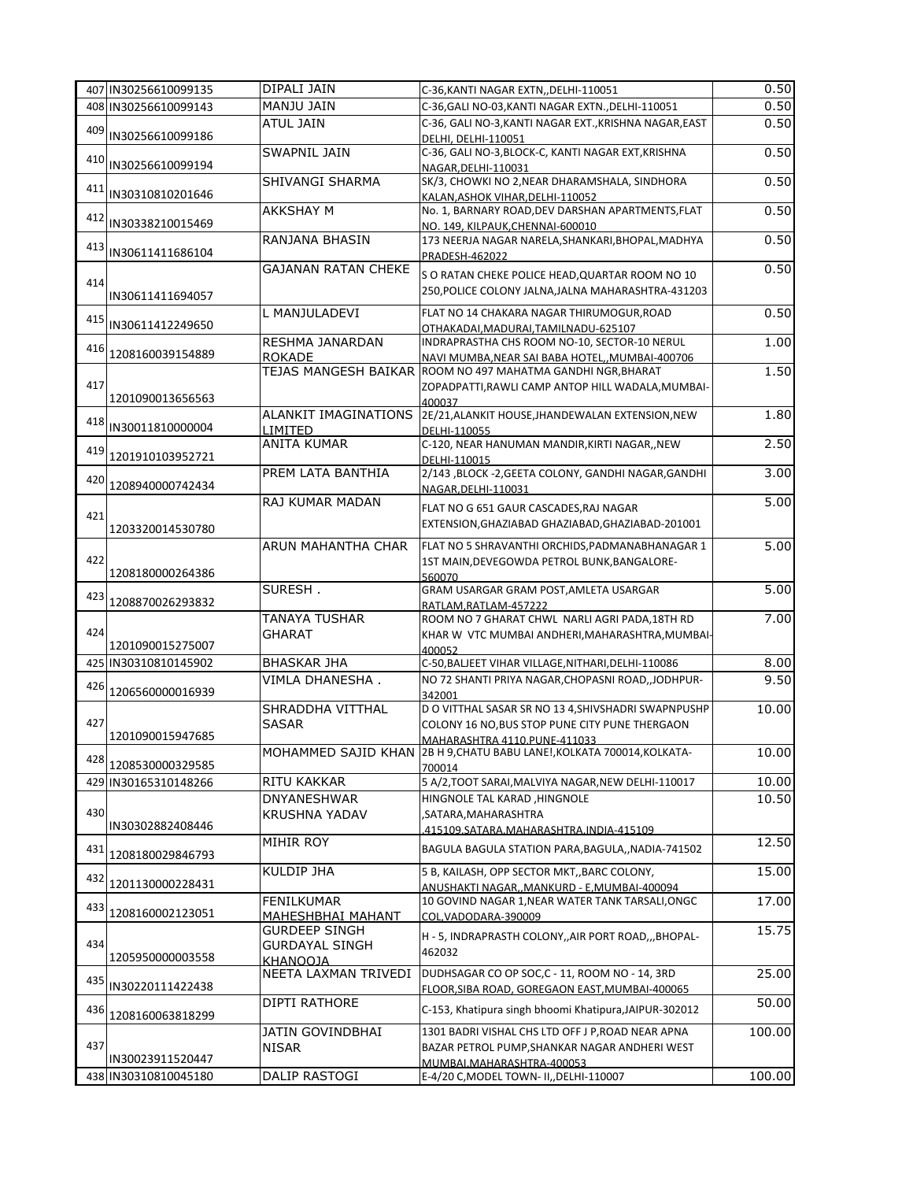| 407 | IN30256610099135 | DIPALI JAIN | C-36,KANTI NAGAR EXTN,,DELHI-110051 | 0.50 |
|---|---|---|---|---|
| 408 | IN30256610099143 | MANJU JAIN | C-36,GALI NO-03,KANTI NAGAR EXTN.,DELHI-110051 | 0.50 |
| 409 | IN30256610099186 | ATUL JAIN | C-36, GALI NO-3,KANTI NAGAR EXT.,KRISHNA NAGAR,EAST DELHI, DELHI-110051 | 0.50 |
| 410 | IN30256610099194 | SWAPNIL JAIN | C-36, GALI NO-3,BLOCK-C, KANTI NAGAR EXT,KRISHNA NAGAR,DELHI-110031 | 0.50 |
| 411 | IN30310810201646 | SHIVANGI SHARMA | SK/3, CHOWKI NO 2,NEAR DHARAMSHALA, SINDHORA KALAN,ASHOK VIHAR,DELHI-110052 | 0.50 |
| 412 | IN30338210015469 | AKKSHAY M | No. 1, BARNARY ROAD,DEV DARSHAN APARTMENTS,FLAT NO. 149, KILPAUK,CHENNAI-600010 | 0.50 |
| 413 | IN30611411686104 | RANJANA BHASIN | 173 NEERJA NAGAR NARELA,SHANKARI,BHOPAL,MADHYA PRADESH-462022 | 0.50 |
| 414 | IN30611411694057 | GAJANAN RATAN CHEKE | S O RATAN CHEKE POLICE HEAD,QUARTAR ROOM NO 10 250,POLICE COLONY JALNA,JALNA MAHARASHTRA-431203 | 0.50 |
| 415 | IN30611412249650 | L MANJULADEVI | FLAT NO 14 CHAKARA NAGAR THIRUMOGUR,ROAD OTHAKADAI,MADURAI,TAMILNADU-625107 | 0.50 |
| 416 | 1208160039154889 | RESHMA JANARDAN ROKADE | INDRAPRASTHA CHS ROOM NO-10, SECTOR-10 NERUL NAVI MUMBA,NEAR SAI BABA HOTEL,,MUMBAI-400706 | 1.00 |
| 417 | 1201090013656563 | TEJAS MANGESH BAIKAR | ROOM NO 497 MAHATMA GANDHI NGR,BHARAT ZOPADPATTI,RAWLI CAMP ANTOP HILL WADALA,MUMBAI-400037 | 1.50 |
| 418 | IN30011810000004 | ALANKIT IMAGINATIONS LIMITED | 2E/21,ALANKIT HOUSE,JHANDEWALAN EXTENSION,NEW DELHI-110055 | 1.80 |
| 419 | 1201910103952721 | ANITA KUMAR | C-120, NEAR HANUMAN MANDIR,KIRTI NAGAR,,NEW DELHI-110015 | 2.50 |
| 420 | 1208940000742434 | PREM LATA BANTHIA | 2/143 ,BLOCK -2,GEETA COLONY, GANDHI NAGAR,GANDHI NAGAR,DELHI-110031 | 3.00 |
| 421 | 1203320014530780 | RAJ KUMAR MADAN | FLAT NO G 651 GAUR CASCADES,RAJ NAGAR EXTENSION,GHAZIABAD GHAZIABAD,GHAZIABAD-201001 | 5.00 |
| 422 | 1208180000264386 | ARUN MAHANTHA CHAR | FLAT NO 5 SHRAVANTHI ORCHIDS,PADMANABHANAGAR 1 1ST MAIN,DEVEGOWDA PETROL BUNK,BANGALORE-560070 | 5.00 |
| 423 | 1208870026293832 | SURESH . | GRAM USARGAR GRAM POST,AMLETA USARGAR RATLAM,RATLAM-457222 | 5.00 |
| 424 | 1201090015275007 | TANAYA TUSHAR GHARAT | ROOM NO 7 GHARAT CHWL NARLI AGRI PADA,18TH RD KHAR W VTC MUMBAI ANDHERI,MAHARASHTRA,MUMBAI-400052 | 7.00 |
| 425 | IN30310810145902 | BHASKAR JHA | C-50,BALJEET VIHAR VILLAGE,NITHARI,DELHI-110086 | 8.00 |
| 426 | 1206560000016939 | VIMLA DHANESHA . | NO 72 SHANTI PRIYA NAGAR,CHOPASNI ROAD,,JODHPUR-342001 | 9.50 |
| 427 | 1201090015947685 | SHRADDHA VITTHAL SASAR | D O VITTHAL SASAR SR NO 13 4,SHIVSHADRI SWAPNPUSHP COLONY 16 NO,BUS STOP PUNE CITY PUNE THERGAON MAHARASHTRA 4110,PUNE-411033 | 10.00 |
| 428 | 1208530000329585 | MOHAMMED SAJID KHAN | 2B H 9,CHATU BABU LANE!,KOLKATA 700014,KOLKATA-700014 | 10.00 |
| 429 | IN30165310148266 | RITU KAKKAR | 5 A/2,TOOT SARAI,MALVIYA NAGAR,NEW DELHI-110017 | 10.00 |
| 430 | IN30302882408446 | DNYANESHWAR KRUSHNA YADAV | HINGNOLE TAL KARAD ,HINGNOLE ,SATARA,MAHARASHTRA ,415109,SATARA,MAHARASHTRA,INDIA-415109 | 10.50 |
| 431 | 1208180029846793 | MIHIR ROY | BAGULA BAGULA STATION PARA,BAGULA,,NADIA-741502 | 12.50 |
| 432 | 1201130000228431 | KULDIP JHA | 5 B, KAILASH, OPP SECTOR MKT,,BARC COLONY, ANUSHAKTI NAGAR,,MANKURD - E,MUMBAI-400094 | 15.00 |
| 433 | 1208160002123051 | FENILKUMAR MAHESHBHAI MAHANT | 10 GOVIND NAGAR 1,NEAR WATER TANK TARSALI,ONGC COL,VADODARA-390009 | 17.00 |
| 434 | 1205950000003558 | GURDEEP SINGH GURDAYAL SINGH KHANOOJA | H - 5, INDRAPRASTH COLONY,,AIR PORT ROAD,,,BHOPAL-462032 | 15.75 |
| 435 | IN30220111422438 | NEETA LAXMAN TRIVEDI | DUDHSAGAR CO OP SOC,C - 11, ROOM NO - 14, 3RD FLOOR,SIBA ROAD, GOREGAON EAST,MUMBAI-400065 | 25.00 |
| 436 | 1208160063818299 | DIPTI RATHORE | C-153, Khatipura singh bhoomi Khatipura,JAIPUR-302012 | 50.00 |
| 437 | IN30023911520447 | JATIN GOVINDBHAI NISAR | 1301 BADRI VISHAL CHS LTD OFF J P,ROAD NEAR APNA BAZAR PETROL PUMP,SHANKAR NAGAR ANDHERI WEST MUMBAI,MAHARASHTRA-400053 | 100.00 |
| 438 | IN30310810045180 | DALIP RASTOGI | E-4/20 C,MODEL TOWN- II,,DELHI-110007 | 100.00 |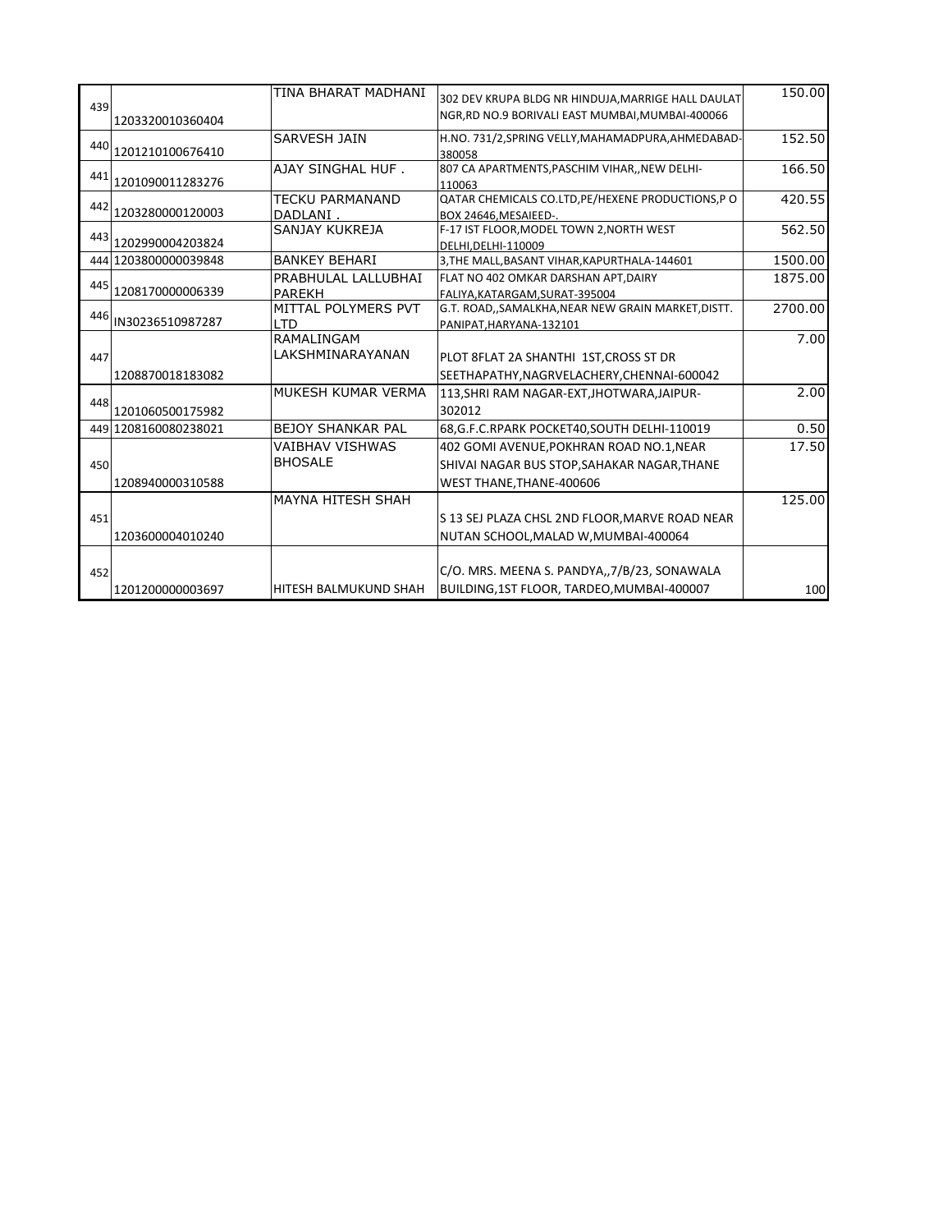| | | | | |
|---|---|---|---|---|
| 439 | 1203320010360404 | TINA BHARAT MADHANI | 302 DEV KRUPA BLDG NR HINDUJA,MARRIGE HALL DAULAT NGR,RD NO.9 BORIVALI EAST MUMBAI,MUMBAI-400066 | 150.00 |
| 440 | 1201210100676410 | SARVESH JAIN | H.NO. 731/2,SPRING VELLY,MAHAMADPURA,AHMEDABAD-380058 | 152.50 |
| 441 | 1201090011283276 | AJAY SINGHAL HUF . | 807 CA APARTMENTS,PASCHIM VIHAR,,NEW DELHI-110063 | 166.50 |
| 442 | 1203280000120003 | TECKU PARMANAND DADLANI . | QATAR CHEMICALS CO.LTD,PE/HEXENE PRODUCTIONS,P O BOX 24646,MESAIEED-. | 420.55 |
| 443 | 1202990004203824 | SANJAY KUKREJA | F-17 IST FLOOR,MODEL TOWN 2,NORTH WEST DELHI,DELHI-110009 | 562.50 |
| 444 | 1203800000039848 | BANKEY BEHARI | 3,THE MALL,BASANT VIHAR,KAPURTHALA-144601 | 1500.00 |
| 445 | 1208170000006339 | PRABHULAL LALLUBHAI PAREKH | FLAT NO 402 OMKAR DARSHAN APT,DAIRY FALIYA,KATARGAM,SURAT-395004 | 1875.00 |
| 446 | IN30236510987287 | MITTAL POLYMERS PVT LTD | G.T. ROAD,,SAMALKHA,NEAR NEW GRAIN MARKET,DISTT. PANIPAT,HARYANA-132101 | 2700.00 |
| 447 | 1208870018183082 | RAMALINGAM LAKSHMINARAYANAN | PLOT 8FLAT 2A SHANTHI 1ST,CROSS ST DR SEETHAPATHY,NAGRVELACHERY,CHENNAI-600042 | 7.00 |
| 448 | 1201060500175982 | MUKESH KUMAR VERMA | 113,SHRI RAM NAGAR-EXT,JHOTWARA,JAIPUR-302012 | 2.00 |
| 449 | 1208160080238021 | BEJOY SHANKAR PAL | 68,G.F.C.RPARK POCKET40,SOUTH DELHI-110019 | 0.50 |
| 450 | 1208940000310588 | VAIBHAV VISHWAS BHOSALE | 402 GOMI AVENUE,POKHRAN ROAD NO.1,NEAR SHIVAI NAGAR BUS STOP,SAHAKAR NAGAR,THANE WEST THANE,THANE-400606 | 17.50 |
| 451 | 1203600004010240 | MAYNA HITESH SHAH | S 13 SEJ PLAZA CHSL 2ND FLOOR,MARVE ROAD NEAR NUTAN SCHOOL,MALAD W,MUMBAI-400064 | 125.00 |
| 452 | 1201200000003697 | HITESH BALMUKUND SHAH | C/O. MRS. MEENA S. PANDYA,,7/B/23, SONAWALA BUILDING,1ST FLOOR, TARDEO,MUMBAI-400007 | 100 |